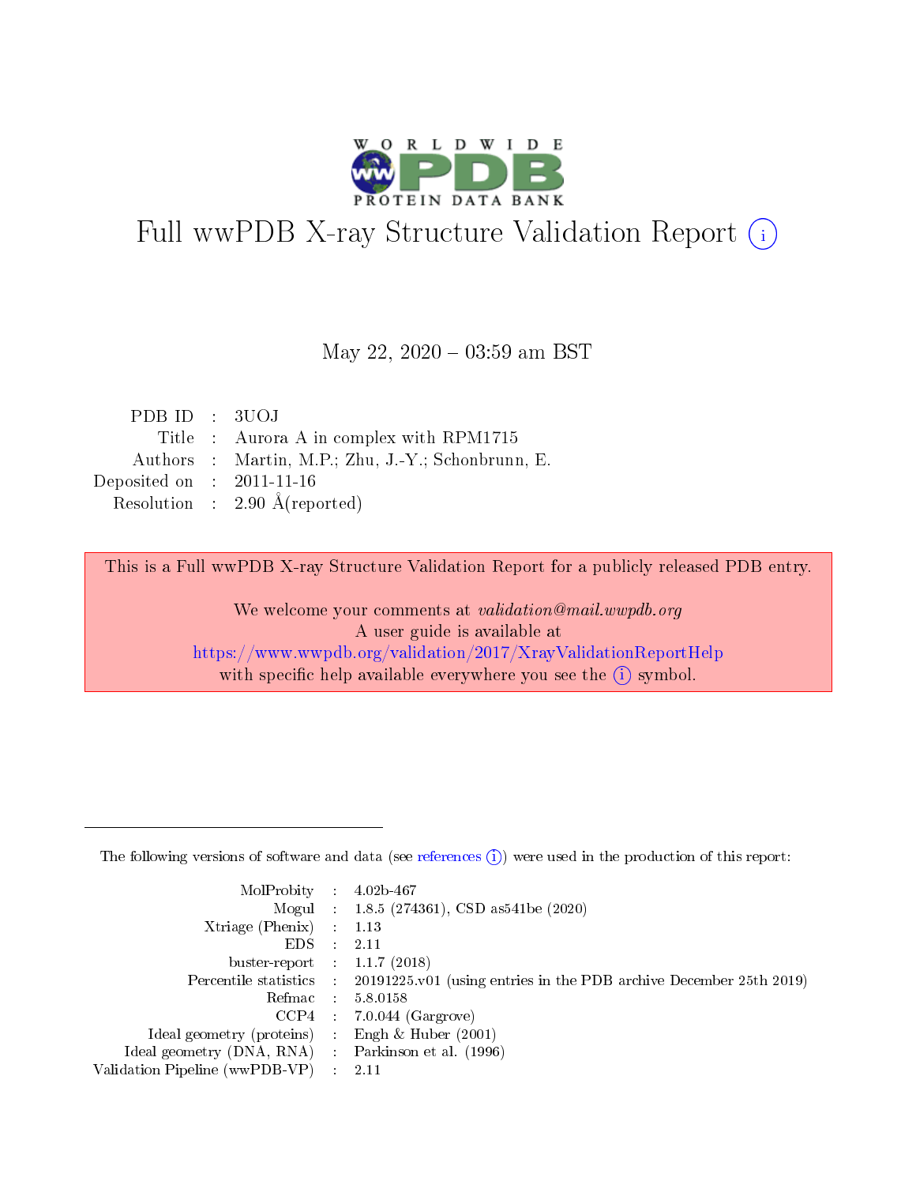# Full wwPDB X-ray Structure Validation Report (i)

May 22, 2020 – 03:59 am BST

| | | |
|---|---|---|
| PDB ID | : | 3UOJ |
| Title | : | Aurora A in complex with RPM1715 |
| Authors | : | Martin, M.P.; Zhu, J.-Y.; Schonbrunn, E. |
| Deposited on | : | 2011-11-16 |
| Resolution | : | 2.90 Å(reported) |

This is a Full wwPDB X-ray Structure Validation Report for a publicly released PDB entry.

We welcome your comments at *validation@mail.wwpdb.org*
A user guide is available at
https://www.wwpdb.org/validation/2017/XrayValidationReportHelp
with specific help available everywhere you see the (i) symbol.

---

The following versions of software and data (see references (i)) were used in the production of this report:

| | | |
|---|---|---|
| MolProbity | : | 4.02b-467 |
| Mogul | : | 1.8.5 (274361), CSD as541be (2020) |
| Xtriage (Phenix) | : | 1.13 |
| EDS | : | 2.11 |
| buster-report | : | 1.1.7 (2018) |
| Percentile statistics | : | 20191225.v01 (using entries in the PDB archive December 25th 2019) |
| Refmac | : | 5.8.0158 |
| CCP4 | : | 7.0.044 (Gargrove) |
| Ideal geometry (proteins) | : | Engh & Huber (2001) |
| Ideal geometry (DNA, RNA) | : | Parkinson et al. (1996) |
| Validation Pipeline (wwPDB-VP) | : | 2.11 |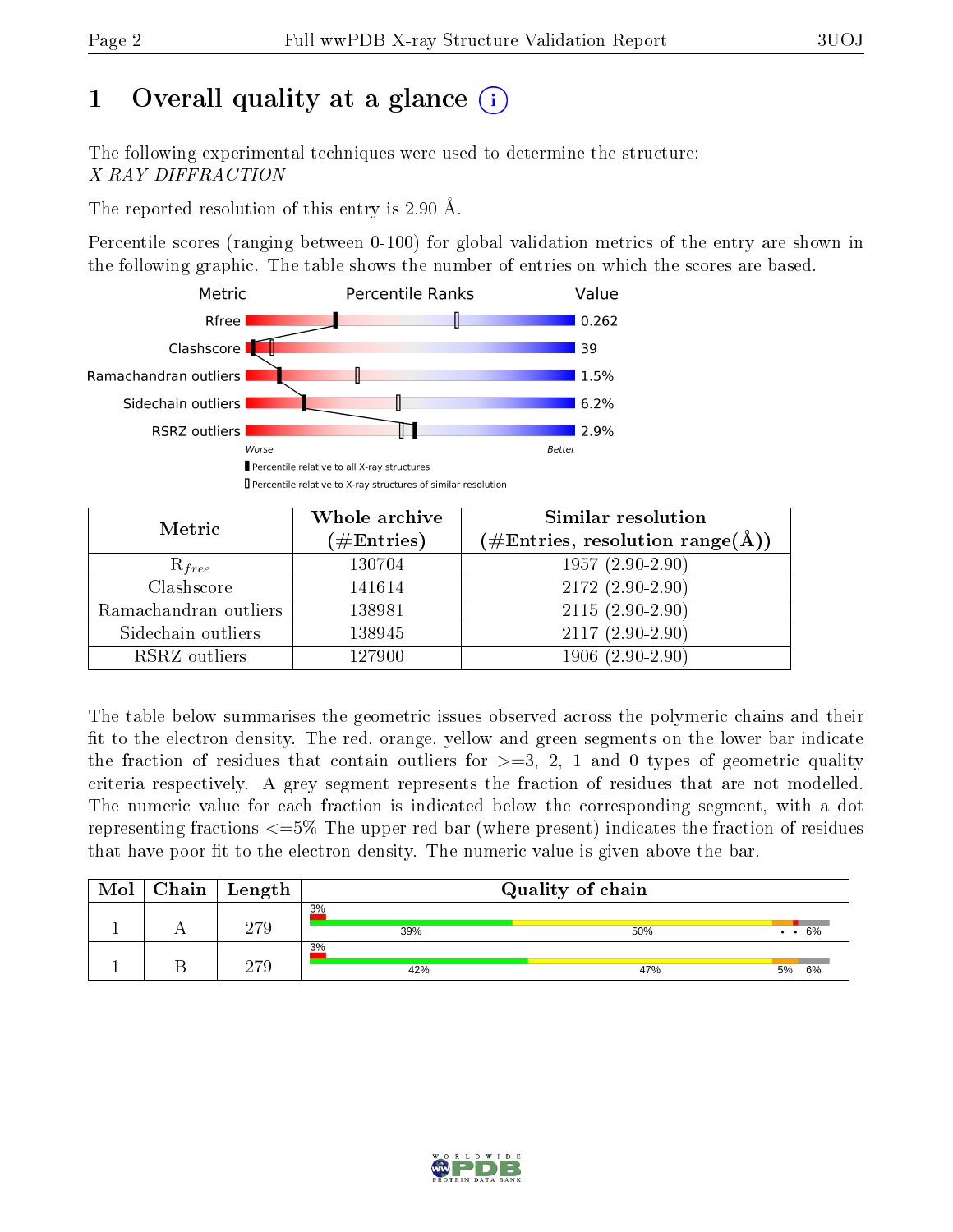# 1 Overall quality at a glance (i)

The following experimental techniques were used to determine the structure:
*X-RAY DIFFRACTION*

The reported resolution of this entry is 2.90 Å.

Percentile scores (ranging between 0-100) for global validation metrics of the entry are shown in the following graphic. The table shows the number of entries on which the scores are based.

| Metric | Value |
|---|---|
| Rfree | 0.262 |
| Clashscore | 39 |
| Ramachandran outliers | 1.5% |
| Sidechain outliers | 6.2% |
| RSRZ outliers | 2.9% |

Worse — Better

▮ Percentile relative to all X-ray structures
▯ Percentile relative to X-ray structures of similar resolution

| Metric | Whole archive (#Entries) | Similar resolution (#Entries, resolution range(Å)) |
|---|---|---|
| $R_{free}$ | 130704 | 1957 (2.90-2.90) |
| Clashscore | 141614 | 2172 (2.90-2.90) |
| Ramachandran outliers | 138981 | 2115 (2.90-2.90) |
| Sidechain outliers | 138945 | 2117 (2.90-2.90) |
| RSRZ outliers | 127900 | 1906 (2.90-2.90) |

The table below summarises the geometric issues observed across the polymeric chains and their fit to the electron density. The red, orange, yellow and green segments on the lower bar indicate the fraction of residues that contain outliers for >=3, 2, 1 and 0 types of geometric quality criteria respectively. A grey segment represents the fraction of residues that are not modelled. The numeric value for each fraction is indicated below the corresponding segment, with a dot representing fractions <=5% The upper red bar (where present) indicates the fraction of residues that have poor fit to the electron density. The numeric value is given above the bar.

| Mol | Chain | Length | Quality of chain |
|---|---|---|---|
| 1 | A | 279 | 3% / 39% / 50% / • • / 6% |
| 1 | B | 279 | 3% / 42% / 47% / 5% / 6% |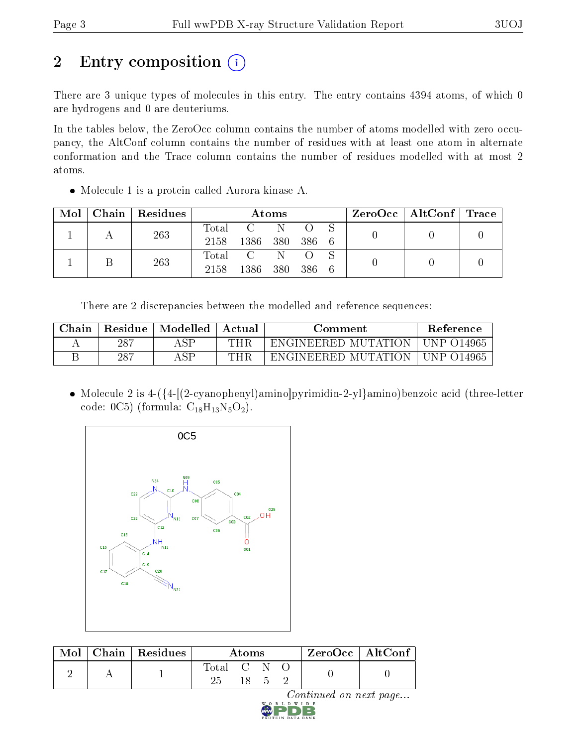# 2 Entry composition

There are 3 unique types of molecules in this entry. The entry contains 4394 atoms, of which 0 are hydrogens and 0 are deuteriums.

In the tables below, the ZeroOcc column contains the number of atoms modelled with zero occupancy, the AltConf column contains the number of residues with at least one atom in alternate conformation and the Trace column contains the number of residues modelled with at most 2 atoms.

- Molecule 1 is a protein called Aurora kinase A.

| Mol | Chain | Residues | Atoms | | | | | ZeroOcc | AltConf | Trace |
|---|---|---|---|---|---|---|---|---|---|---|
| | | | Total | C | N | O | S | | | |
| 1 | A | 263 | 2158 | 1386 | 380 | 386 | 6 | 0 | 0 | 0 |
| 1 | B | 263 | 2158 | 1386 | 380 | 386 | 6 | 0 | 0 | 0 |

There are 2 discrepancies between the modelled and reference sequences:

| Chain | Residue | Modelled | Actual | Comment | Reference |
|---|---|---|---|---|---|
| A | 287 | ASP | THR | ENGINEERED MUTATION | UNP O14965 |
| B | 287 | ASP | THR | ENGINEERED MUTATION | UNP O14965 |

- Molecule 2 is 4-({4-[(2-cyanophenyl)amino]pyrimidin-2-yl}amino)benzoic acid (three-letter code: 0C5) (formula: $C_{18}H_{13}N_5O_2$).

| Mol | Chain | Residues | Atoms | | | | ZeroOcc | AltConf |
|---|---|---|---|---|---|---|---|---|
| | | | Total | C | N | O | | |
| 2 | A | 1 | 25 | 18 | 5 | 2 | 0 | 0 |

*Continued on next page...*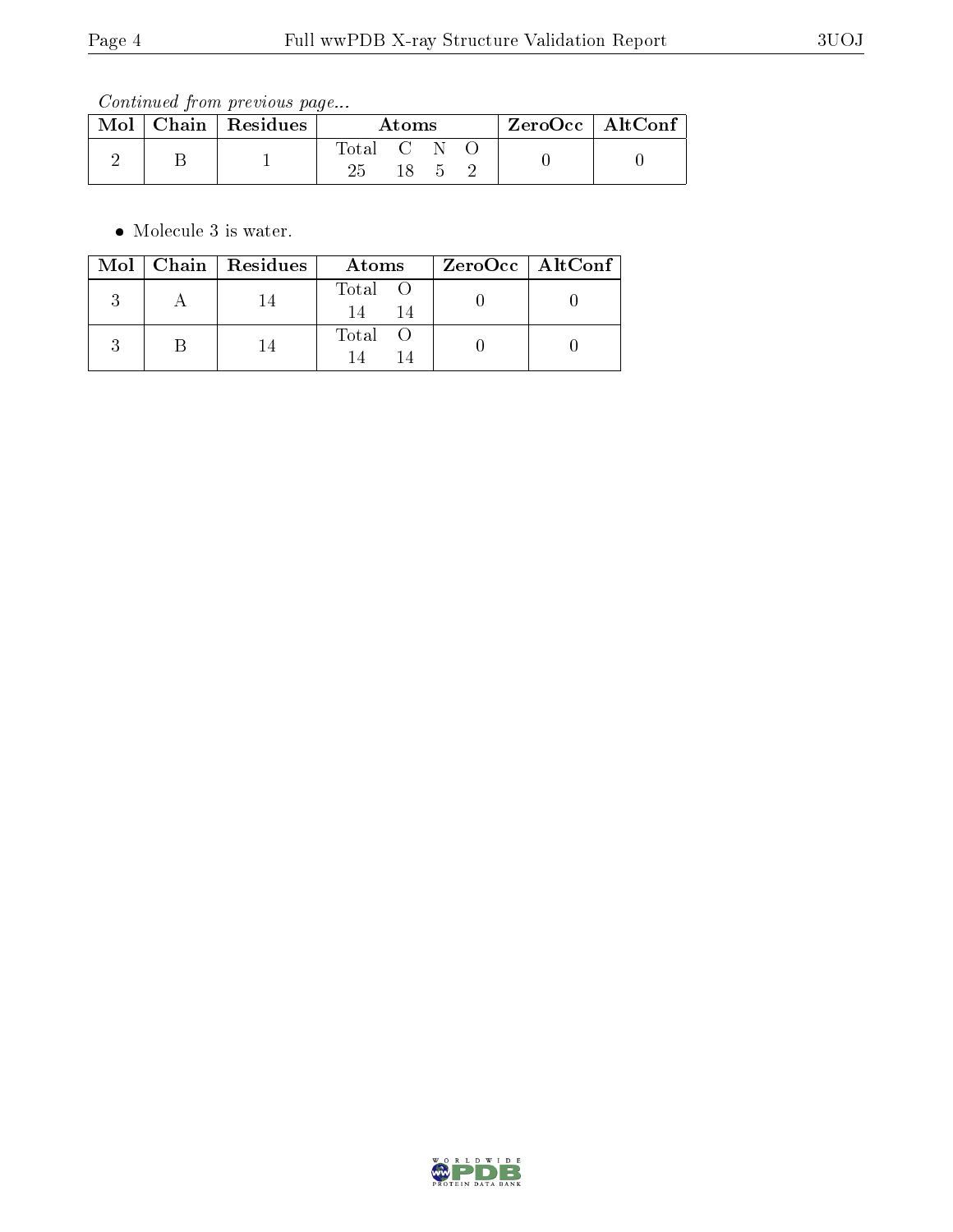*Continued from previous page...*

| Mol | Chain | Residues | Atoms | | | | ZeroOcc | AltConf |
|---|---|---|---|---|---|---|---|---|
| | | | Total | C | N | O | | |
| 2 | B | 1 | 25 | 18 | 5 | 2 | 0 | 0 |

- Molecule 3 is water.

| Mol | Chain | Residues | Atoms | | ZeroOcc | AltConf |
|---|---|---|---|---|---|---|
| | | | Total | O | | |
| 3 | A | 14 | 14 | 14 | 0 | 0 |
| 3 | B | 14 | 14 | 14 | 0 | 0 |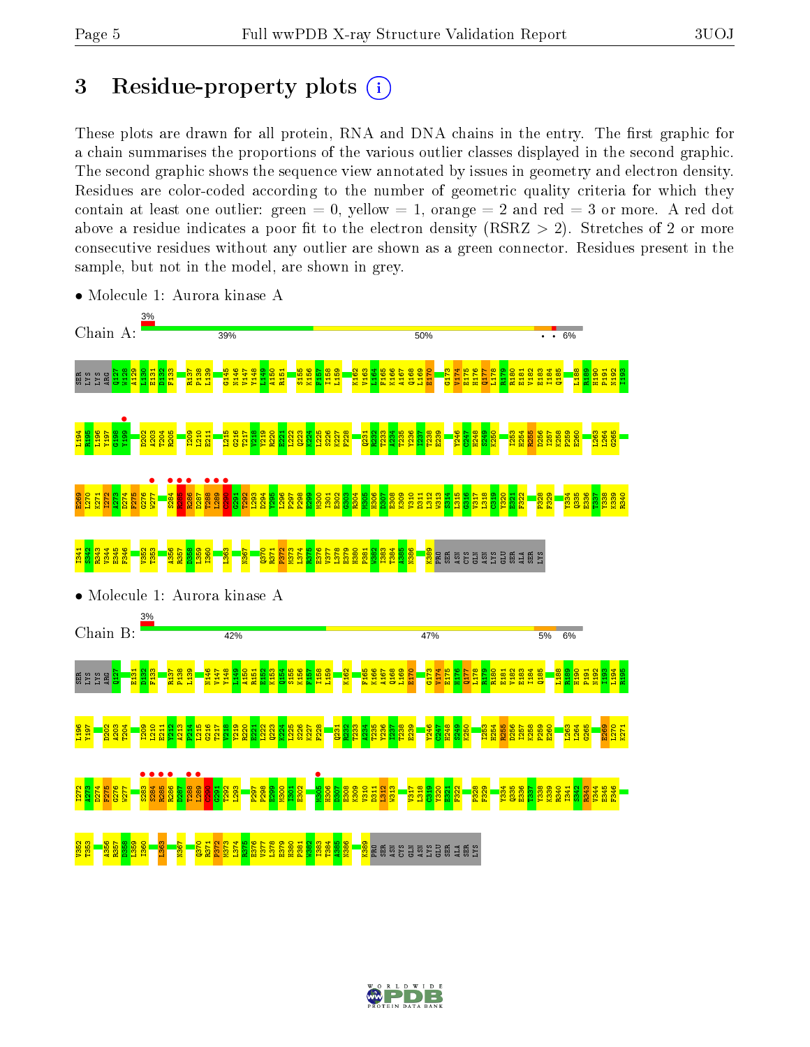# 3 Residue-property plots

These plots are drawn for all protein, RNA and DNA chains in the entry. The first graphic for a chain summarises the proportions of the various outlier classes displayed in the second graphic. The second graphic shows the sequence view annotated by issues in geometry and electron density. Residues are color-coded according to the number of geometric quality criteria for which they contain at least one outlier: green = 0, yellow = 1, orange = 2 and red = 3 or more. A red dot above a residue indicates a poor fit to the electron density (RSRZ > 2). Stretches of 2 or more consecutive residues without any outlier are shown as a green connector. Residues present in the sample, but not in the model, are shown in grey.

- Molecule 1: Aurora kinase A

Chain A: 3% | 39% | 50% | • • | 6%

- Molecule 1: Aurora kinase A

Chain B: 3% | 42% | 47% | 5% | 6%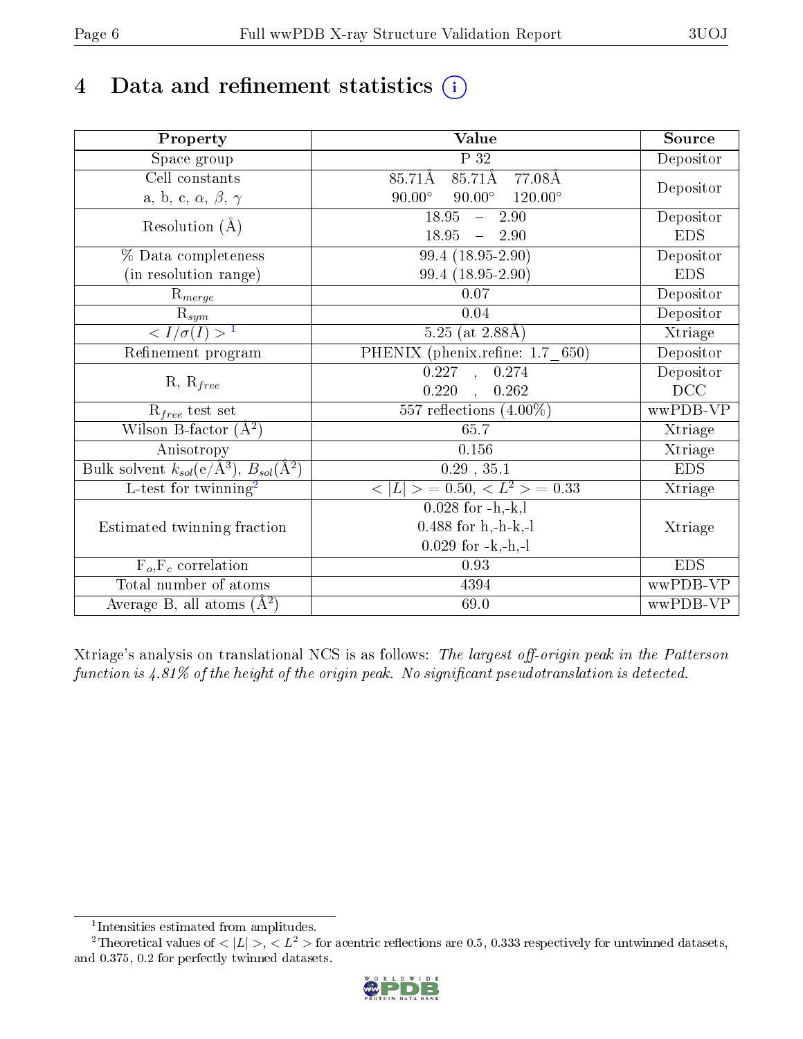# 4 Data and refinement statistics

| Property | Value | Source |
|---|---|---|
| Space group | P 32 | Depositor |
| Cell constants<br>a, b, c, $\alpha$, $\beta$, $\gamma$ | 85.71Å 85.71Å 77.08Å<br>90.00° 90.00° 120.00° | Depositor |
| Resolution (Å) | 18.95 – 2.90<br>18.95 – 2.90 | Depositor<br>EDS |
| % Data completeness<br>(in resolution range) | 99.4 (18.95-2.90)<br>99.4 (18.95-2.90) | Depositor<br>EDS |
| $R_{merge}$ | 0.07 | Depositor |
| $R_{sym}$ | 0.04 | Depositor |
| $< I/\sigma(I) >$ [1] | 5.25 (at 2.88Å) | Xtriage |
| Refinement program | PHENIX (phenix.refine: 1.7_650) | Depositor |
| R, $R_{free}$ | 0.227 , 0.274<br>0.220 , 0.262 | Depositor<br>DCC |
| $R_{free}$ test set | 557 reflections (4.00%) | wwPDB-VP |
| Wilson B-factor (Å$^2$) | 65.7 | Xtriage |
| Anisotropy | 0.156 | Xtriage |
| Bulk solvent $k_{sol}$(e/Å$^3$), $B_{sol}$(Å$^2$) | 0.29 , 35.1 | EDS |
| L-test for twinning[2] | $< \|L\| > = 0.50$, $< L^2 > = 0.33$ | Xtriage |
| Estimated twinning fraction | 0.028 for -h,-k,l<br>0.488 for h,-h-k,-l<br>0.029 for -k,-h,-l | Xtriage |
| $F_o$,$F_c$ correlation | 0.93 | EDS |
| Total number of atoms | 4394 | wwPDB-VP |
| Average B, all atoms (Å$^2$) | 69.0 | wwPDB-VP |

Xtriage's analysis on translational NCS is as follows: *The largest off-origin peak in the Patterson function is 4.81% of the height of the origin peak. No significant pseudotranslation is detected.*

[1] Intensities estimated from amplitudes.

[2] Theoretical values of $< |L| >$, $< L^2 >$ for acentric reflections are 0.5, 0.333 respectively for untwinned datasets, and 0.375, 0.2 for perfectly twinned datasets.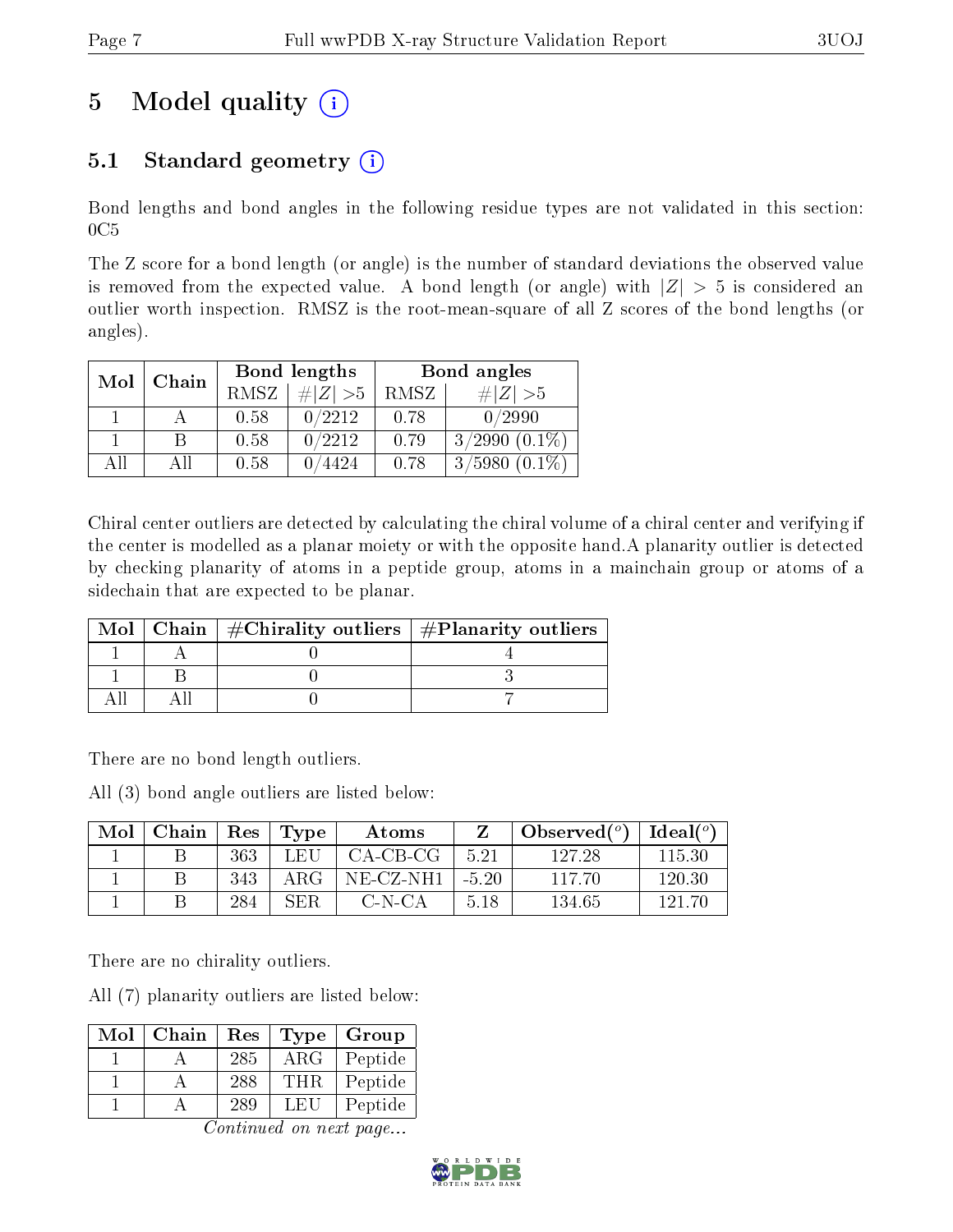# 5 Model quality (i)

## 5.1 Standard geometry (i)

Bond lengths and bond angles in the following residue types are not validated in this section: 0C5

The Z score for a bond length (or angle) is the number of standard deviations the observed value is removed from the expected value. A bond length (or angle) with $|Z| > 5$ is considered an outlier worth inspection. RMSZ is the root-mean-square of all Z scores of the bond lengths (or angles).

| Mol | Chain | Bond lengths | | Bond angles | |
|---|---|---|---|---|---|
| | | RMSZ | #\|Z\| >5 | RMSZ | #\|Z\| >5 |
| 1 | A | 0.58 | 0/2212 | 0.78 | 0/2990 |
| 1 | B | 0.58 | 0/2212 | 0.79 | 3/2990 (0.1%) |
| All | All | 0.58 | 0/4424 | 0.78 | 3/5980 (0.1%) |

Chiral center outliers are detected by calculating the chiral volume of a chiral center and verifying if the center is modelled as a planar moiety or with the opposite hand.A planarity outlier is detected by checking planarity of atoms in a peptide group, atoms in a mainchain group or atoms of a sidechain that are expected to be planar.

| Mol | Chain | #Chirality outliers | #Planarity outliers |
|---|---|---|---|
| 1 | A | 0 | 4 |
| 1 | B | 0 | 3 |
| All | All | 0 | 7 |

There are no bond length outliers.

All (3) bond angle outliers are listed below:

| Mol | Chain | Res | Type | Atoms | Z | Observed(°) | Ideal(°) |
|---|---|---|---|---|---|---|---|
| 1 | B | 363 | LEU | CA-CB-CG | 5.21 | 127.28 | 115.30 |
| 1 | B | 343 | ARG | NE-CZ-NH1 | -5.20 | 117.70 | 120.30 |
| 1 | B | 284 | SER | C-N-CA | 5.18 | 134.65 | 121.70 |

There are no chirality outliers.

All (7) planarity outliers are listed below:

| Mol | Chain | Res | Type | Group |
|---|---|---|---|---|
| 1 | A | 285 | ARG | Peptide |
| 1 | A | 288 | THR | Peptide |
| 1 | A | 289 | LEU | Peptide |

*Continued on next page...*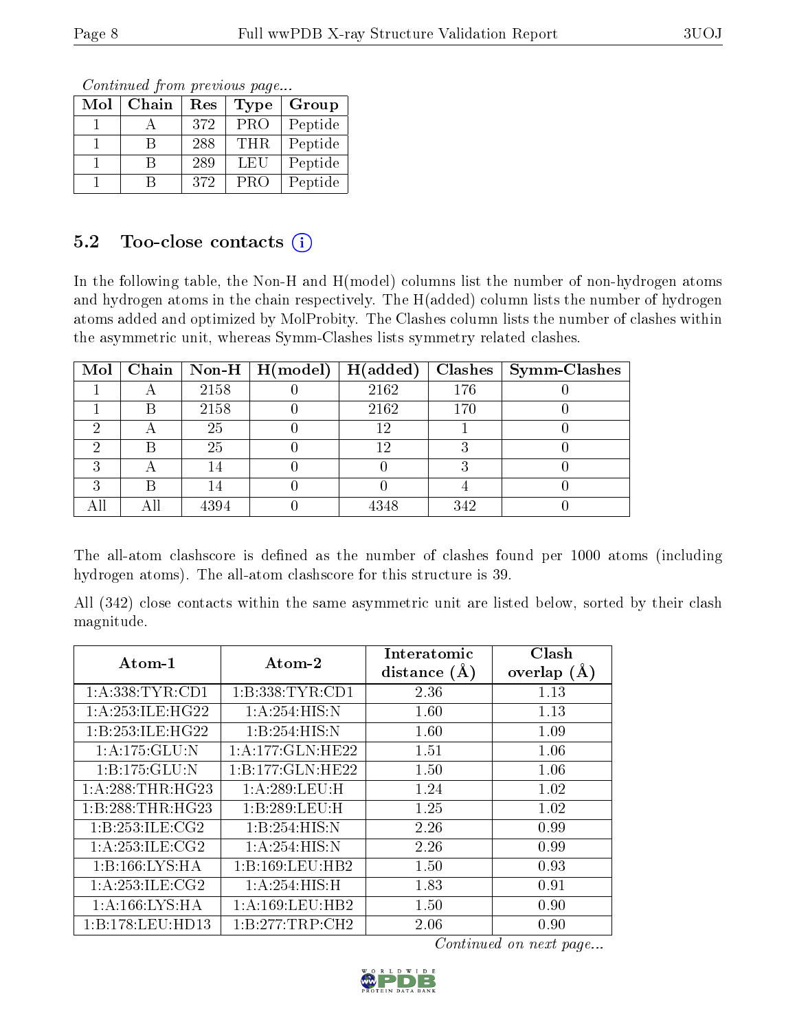*Continued from previous page...*

| Mol | Chain | Res | Type | Group |
|---|---|---|---|---|
| 1 | A | 372 | PRO | Peptide |
| 1 | B | 288 | THR | Peptide |
| 1 | B | 289 | LEU | Peptide |
| 1 | B | 372 | PRO | Peptide |

## 5.2 Too-close contacts (i)

In the following table, the Non-H and H(model) columns list the number of non-hydrogen atoms and hydrogen atoms in the chain respectively. The H(added) column lists the number of hydrogen atoms added and optimized by MolProbity. The Clashes column lists the number of clashes within the asymmetric unit, whereas Symm-Clashes lists symmetry related clashes.

| Mol | Chain | Non-H | H(model) | H(added) | Clashes | Symm-Clashes |
|---|---|---|---|---|---|---|
| 1 | A | 2158 | 0 | 2162 | 176 | 0 |
| 1 | B | 2158 | 0 | 2162 | 170 | 0 |
| 2 | A | 25 | 0 | 12 | 1 | 0 |
| 2 | B | 25 | 0 | 12 | 3 | 0 |
| 3 | A | 14 | 0 | 0 | 3 | 0 |
| 3 | B | 14 | 0 | 0 | 4 | 0 |
| All | All | 4394 | 0 | 4348 | 342 | 0 |

The all-atom clashscore is defined as the number of clashes found per 1000 atoms (including hydrogen atoms). The all-atom clashscore for this structure is 39.

All (342) close contacts within the same asymmetric unit are listed below, sorted by their clash magnitude.

| Atom-1 | Atom-2 | Interatomic distance (Å) | Clash overlap (Å) |
|---|---|---|---|
| 1:A:338:TYR:CD1 | 1:B:338:TYR:CD1 | 2.36 | 1.13 |
| 1:A:253:ILE:HG22 | 1:A:254:HIS:N | 1.60 | 1.13 |
| 1:B:253:ILE:HG22 | 1:B:254:HIS:N | 1.60 | 1.09 |
| 1:A:175:GLU:N | 1:A:177:GLN:HE22 | 1.51 | 1.06 |
| 1:B:175:GLU:N | 1:B:177:GLN:HE22 | 1.50 | 1.06 |
| 1:A:288:THR:HG23 | 1:A:289:LEU:H | 1.24 | 1.02 |
| 1:B:288:THR:HG23 | 1:B:289:LEU:H | 1.25 | 1.02 |
| 1:B:253:ILE:CG2 | 1:B:254:HIS:N | 2.26 | 0.99 |
| 1:A:253:ILE:CG2 | 1:A:254:HIS:N | 2.26 | 0.99 |
| 1:B:166:LYS:HA | 1:B:169:LEU:HB2 | 1.50 | 0.93 |
| 1:A:253:ILE:CG2 | 1:A:254:HIS:H | 1.83 | 0.91 |
| 1:A:166:LYS:HA | 1:A:169:LEU:HB2 | 1.50 | 0.90 |
| 1:B:178:LEU:HD13 | 1:B:277:TRP:CH2 | 2.06 | 0.90 |

*Continued on next page...*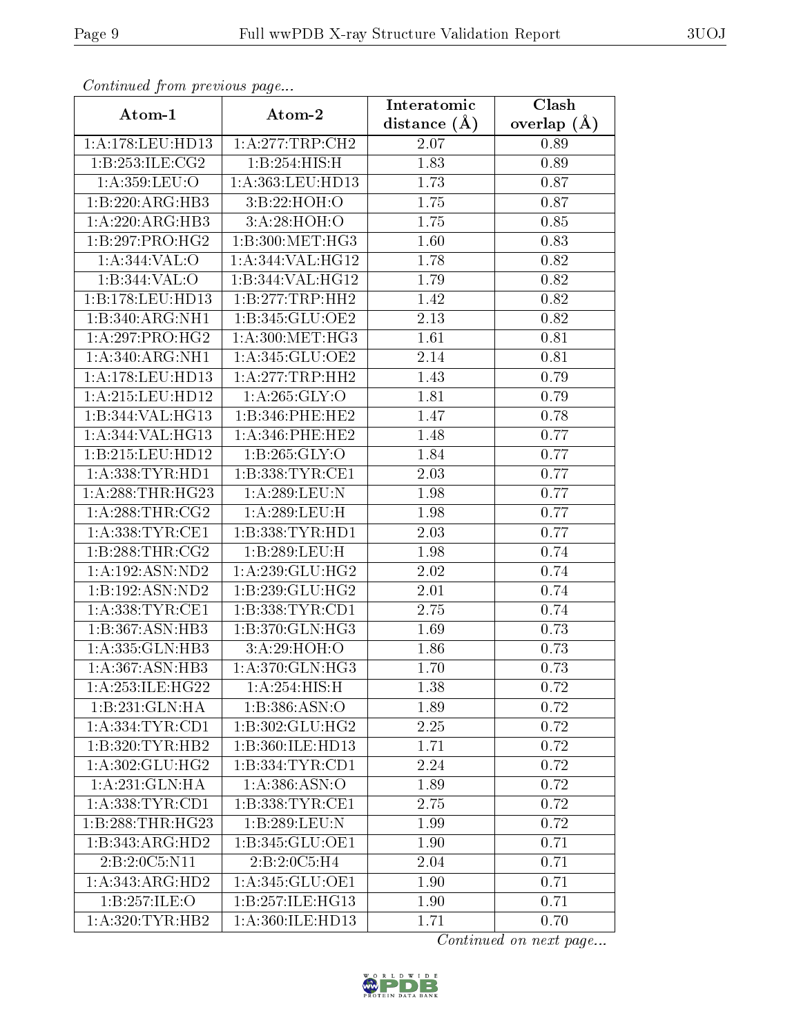*Continued from previous page...*

| Atom-1 | Atom-2 | Interatomic distance (Å) | Clash overlap (Å) |
|---|---|---|---|
| 1:A:178:LEU:HD13 | 1:A:277:TRP:CH2 | 2.07 | 0.89 |
| 1:B:253:ILE:CG2 | 1:B:254:HIS:H | 1.83 | 0.89 |
| 1:A:359:LEU:O | 1:A:363:LEU:HD13 | 1.73 | 0.87 |
| 1:B:220:ARG:HB3 | 3:B:22:HOH:O | 1.75 | 0.87 |
| 1:A:220:ARG:HB3 | 3:A:28:HOH:O | 1.75 | 0.85 |
| 1:B:297:PRO:HG2 | 1:B:300:MET:HG3 | 1.60 | 0.83 |
| 1:A:344:VAL:O | 1:A:344:VAL:HG12 | 1.78 | 0.82 |
| 1:B:344:VAL:O | 1:B:344:VAL:HG12 | 1.79 | 0.82 |
| 1:B:178:LEU:HD13 | 1:B:277:TRP:HH2 | 1.42 | 0.82 |
| 1:B:340:ARG:NH1 | 1:B:345:GLU:OE2 | 2.13 | 0.82 |
| 1:A:297:PRO:HG2 | 1:A:300:MET:HG3 | 1.61 | 0.81 |
| 1:A:340:ARG:NH1 | 1:A:345:GLU:OE2 | 2.14 | 0.81 |
| 1:A:178:LEU:HD13 | 1:A:277:TRP:HH2 | 1.43 | 0.79 |
| 1:A:215:LEU:HD12 | 1:A:265:GLY:O | 1.81 | 0.79 |
| 1:B:344:VAL:HG13 | 1:B:346:PHE:HE2 | 1.47 | 0.78 |
| 1:A:344:VAL:HG13 | 1:A:346:PHE:HE2 | 1.48 | 0.77 |
| 1:B:215:LEU:HD12 | 1:B:265:GLY:O | 1.84 | 0.77 |
| 1:A:338:TYR:HD1 | 1:B:338:TYR:CE1 | 2.03 | 0.77 |
| 1:A:288:THR:HG23 | 1:A:289:LEU:N | 1.98 | 0.77 |
| 1:A:288:THR:CG2 | 1:A:289:LEU:H | 1.98 | 0.77 |
| 1:A:338:TYR:CE1 | 1:B:338:TYR:HD1 | 2.03 | 0.77 |
| 1:B:288:THR:CG2 | 1:B:289:LEU:H | 1.98 | 0.74 |
| 1:A:192:ASN:ND2 | 1:A:239:GLU:HG2 | 2.02 | 0.74 |
| 1:B:192:ASN:ND2 | 1:B:239:GLU:HG2 | 2.01 | 0.74 |
| 1:A:338:TYR:CE1 | 1:B:338:TYR:CD1 | 2.75 | 0.74 |
| 1:B:367:ASN:HB3 | 1:B:370:GLN:HG3 | 1.69 | 0.73 |
| 1:A:335:GLN:HB3 | 3:A:29:HOH:O | 1.86 | 0.73 |
| 1:A:367:ASN:HB3 | 1:A:370:GLN:HG3 | 1.70 | 0.73 |
| 1:A:253:ILE:HG22 | 1:A:254:HIS:H | 1.38 | 0.72 |
| 1:B:231:GLN:HA | 1:B:386:ASN:O | 1.89 | 0.72 |
| 1:A:334:TYR:CD1 | 1:B:302:GLU:HG2 | 2.25 | 0.72 |
| 1:B:320:TYR:HB2 | 1:B:360:ILE:HD13 | 1.71 | 0.72 |
| 1:A:302:GLU:HG2 | 1:B:334:TYR:CD1 | 2.24 | 0.72 |
| 1:A:231:GLN:HA | 1:A:386:ASN:O | 1.89 | 0.72 |
| 1:A:338:TYR:CD1 | 1:B:338:TYR:CE1 | 2.75 | 0.72 |
| 1:B:288:THR:HG23 | 1:B:289:LEU:N | 1.99 | 0.72 |
| 1:B:343:ARG:HD2 | 1:B:345:GLU:OE1 | 1.90 | 0.71 |
| 2:B:2:0C5:N11 | 2:B:2:0C5:H4 | 2.04 | 0.71 |
| 1:A:343:ARG:HD2 | 1:A:345:GLU:OE1 | 1.90 | 0.71 |
| 1:B:257:ILE:O | 1:B:257:ILE:HG13 | 1.90 | 0.71 |
| 1:A:320:TYR:HB2 | 1:A:360:ILE:HD13 | 1.71 | 0.70 |

*Continued on next page...*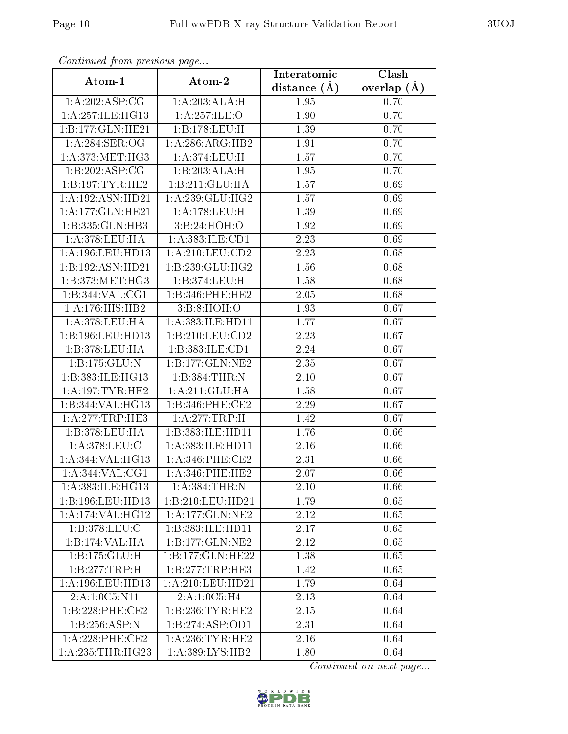*Continued from previous page...*

| Atom-1 | Atom-2 | Interatomic distance (Å) | Clash overlap (Å) |
|---|---|---|---|
| 1:A:202:ASP:CG | 1:A:203:ALA:H | 1.95 | 0.70 |
| 1:A:257:ILE:HG13 | 1:A:257:ILE:O | 1.90 | 0.70 |
| 1:B:177:GLN:HE21 | 1:B:178:LEU:H | 1.39 | 0.70 |
| 1:A:284:SER:OG | 1:A:286:ARG:HB2 | 1.91 | 0.70 |
| 1:A:373:MET:HG3 | 1:A:374:LEU:H | 1.57 | 0.70 |
| 1:B:202:ASP:CG | 1:B:203:ALA:H | 1.95 | 0.70 |
| 1:B:197:TYR:HE2 | 1:B:211:GLU:HA | 1.57 | 0.69 |
| 1:A:192:ASN:HD21 | 1:A:239:GLU:HG2 | 1.57 | 0.69 |
| 1:A:177:GLN:HE21 | 1:A:178:LEU:H | 1.39 | 0.69 |
| 1:B:335:GLN:HB3 | 3:B:24:HOH:O | 1.92 | 0.69 |
| 1:A:378:LEU:HA | 1:A:383:ILE:CD1 | 2.23 | 0.69 |
| 1:A:196:LEU:HD13 | 1:A:210:LEU:CD2 | 2.23 | 0.68 |
| 1:B:192:ASN:HD21 | 1:B:239:GLU:HG2 | 1.56 | 0.68 |
| 1:B:373:MET:HG3 | 1:B:374:LEU:H | 1.58 | 0.68 |
| 1:B:344:VAL:CG1 | 1:B:346:PHE:HE2 | 2.05 | 0.68 |
| 1:A:176:HIS:HB2 | 3:B:8:HOH:O | 1.93 | 0.67 |
| 1:A:378:LEU:HA | 1:A:383:ILE:HD11 | 1.77 | 0.67 |
| 1:B:196:LEU:HD13 | 1:B:210:LEU:CD2 | 2.23 | 0.67 |
| 1:B:378:LEU:HA | 1:B:383:ILE:CD1 | 2.24 | 0.67 |
| 1:B:175:GLU:N | 1:B:177:GLN:NE2 | 2.35 | 0.67 |
| 1:B:383:ILE:HG13 | 1:B:384:THR:N | 2.10 | 0.67 |
| 1:A:197:TYR:HE2 | 1:A:211:GLU:HA | 1.58 | 0.67 |
| 1:B:344:VAL:HG13 | 1:B:346:PHE:CE2 | 2.29 | 0.67 |
| 1:A:277:TRP:HE3 | 1:A:277:TRP:H | 1.42 | 0.67 |
| 1:B:378:LEU:HA | 1:B:383:ILE:HD11 | 1.76 | 0.66 |
| 1:A:378:LEU:C | 1:A:383:ILE:HD11 | 2.16 | 0.66 |
| 1:A:344:VAL:HG13 | 1:A:346:PHE:CE2 | 2.31 | 0.66 |
| 1:A:344:VAL:CG1 | 1:A:346:PHE:HE2 | 2.07 | 0.66 |
| 1:A:383:ILE:HG13 | 1:A:384:THR:N | 2.10 | 0.66 |
| 1:B:196:LEU:HD13 | 1:B:210:LEU:HD21 | 1.79 | 0.65 |
| 1:A:174:VAL:HG12 | 1:A:177:GLN:NE2 | 2.12 | 0.65 |
| 1:B:378:LEU:C | 1:B:383:ILE:HD11 | 2.17 | 0.65 |
| 1:B:174:VAL:HA | 1:B:177:GLN:NE2 | 2.12 | 0.65 |
| 1:B:175:GLU:H | 1:B:177:GLN:HE22 | 1.38 | 0.65 |
| 1:B:277:TRP:H | 1:B:277:TRP:HE3 | 1.42 | 0.65 |
| 1:A:196:LEU:HD13 | 1:A:210:LEU:HD21 | 1.79 | 0.64 |
| 2:A:1:0C5:N11 | 2:A:1:0C5:H4 | 2.13 | 0.64 |
| 1:B:228:PHE:CE2 | 1:B:236:TYR:HE2 | 2.15 | 0.64 |
| 1:B:256:ASP:N | 1:B:274:ASP:OD1 | 2.31 | 0.64 |
| 1:A:228:PHE:CE2 | 1:A:236:TYR:HE2 | 2.16 | 0.64 |
| 1:A:235:THR:HG23 | 1:A:389:LYS:HB2 | 1.80 | 0.64 |

*Continued on next page...*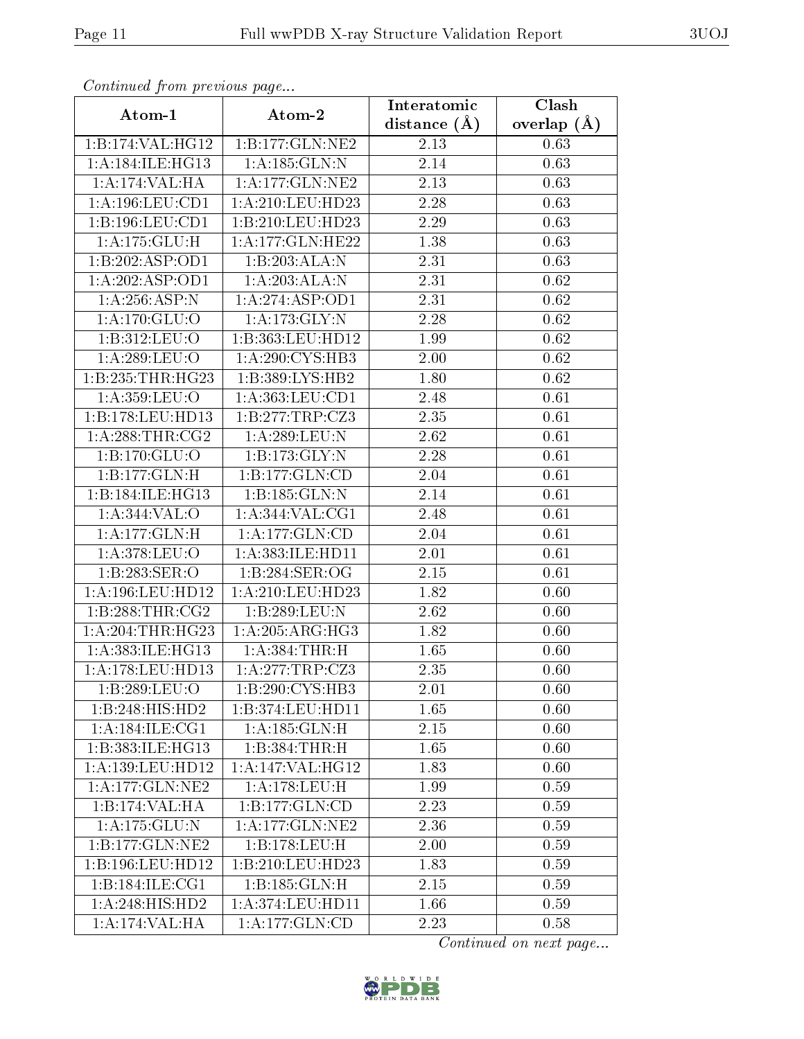*Continued from previous page...*

| Atom-1 | Atom-2 | Interatomic distance (Å) | Clash overlap (Å) |
|---|---|---|---|
| 1:B:174:VAL:HG12 | 1:B:177:GLN:NE2 | 2.13 | 0.63 |
| 1:A:184:ILE:HG13 | 1:A:185:GLN:N | 2.14 | 0.63 |
| 1:A:174:VAL:HA | 1:A:177:GLN:NE2 | 2.13 | 0.63 |
| 1:A:196:LEU:CD1 | 1:A:210:LEU:HD23 | 2.28 | 0.63 |
| 1:B:196:LEU:CD1 | 1:B:210:LEU:HD23 | 2.29 | 0.63 |
| 1:A:175:GLU:H | 1:A:177:GLN:HE22 | 1.38 | 0.63 |
| 1:B:202:ASP:OD1 | 1:B:203:ALA:N | 2.31 | 0.63 |
| 1:A:202:ASP:OD1 | 1:A:203:ALA:N | 2.31 | 0.62 |
| 1:A:256:ASP:N | 1:A:274:ASP:OD1 | 2.31 | 0.62 |
| 1:A:170:GLU:O | 1:A:173:GLY:N | 2.28 | 0.62 |
| 1:B:312:LEU:O | 1:B:363:LEU:HD12 | 1.99 | 0.62 |
| 1:A:289:LEU:O | 1:A:290:CYS:HB3 | 2.00 | 0.62 |
| 1:B:235:THR:HG23 | 1:B:389:LYS:HB2 | 1.80 | 0.62 |
| 1:A:359:LEU:O | 1:A:363:LEU:CD1 | 2.48 | 0.61 |
| 1:B:178:LEU:HD13 | 1:B:277:TRP:CZ3 | 2.35 | 0.61 |
| 1:A:288:THR:CG2 | 1:A:289:LEU:N | 2.62 | 0.61 |
| 1:B:170:GLU:O | 1:B:173:GLY:N | 2.28 | 0.61 |
| 1:B:177:GLN:H | 1:B:177:GLN:CD | 2.04 | 0.61 |
| 1:B:184:ILE:HG13 | 1:B:185:GLN:N | 2.14 | 0.61 |
| 1:A:344:VAL:O | 1:A:344:VAL:CG1 | 2.48 | 0.61 |
| 1:A:177:GLN:H | 1:A:177:GLN:CD | 2.04 | 0.61 |
| 1:A:378:LEU:O | 1:A:383:ILE:HD11 | 2.01 | 0.61 |
| 1:B:283:SER:O | 1:B:284:SER:OG | 2.15 | 0.61 |
| 1:A:196:LEU:HD12 | 1:A:210:LEU:HD23 | 1.82 | 0.60 |
| 1:B:288:THR:CG2 | 1:B:289:LEU:N | 2.62 | 0.60 |
| 1:A:204:THR:HG23 | 1:A:205:ARG:HG3 | 1.82 | 0.60 |
| 1:A:383:ILE:HG13 | 1:A:384:THR:H | 1.65 | 0.60 |
| 1:A:178:LEU:HD13 | 1:A:277:TRP:CZ3 | 2.35 | 0.60 |
| 1:B:289:LEU:O | 1:B:290:CYS:HB3 | 2.01 | 0.60 |
| 1:B:248:HIS:HD2 | 1:B:374:LEU:HD11 | 1.65 | 0.60 |
| 1:A:184:ILE:CG1 | 1:A:185:GLN:H | 2.15 | 0.60 |
| 1:B:383:ILE:HG13 | 1:B:384:THR:H | 1.65 | 0.60 |
| 1:A:139:LEU:HD12 | 1:A:147:VAL:HG12 | 1.83 | 0.60 |
| 1:A:177:GLN:NE2 | 1:A:178:LEU:H | 1.99 | 0.59 |
| 1:B:174:VAL:HA | 1:B:177:GLN:CD | 2.23 | 0.59 |
| 1:A:175:GLU:N | 1:A:177:GLN:NE2 | 2.36 | 0.59 |
| 1:B:177:GLN:NE2 | 1:B:178:LEU:H | 2.00 | 0.59 |
| 1:B:196:LEU:HD12 | 1:B:210:LEU:HD23 | 1.83 | 0.59 |
| 1:B:184:ILE:CG1 | 1:B:185:GLN:H | 2.15 | 0.59 |
| 1:A:248:HIS:HD2 | 1:A:374:LEU:HD11 | 1.66 | 0.59 |
| 1:A:174:VAL:HA | 1:A:177:GLN:CD | 2.23 | 0.58 |

*Continued on next page...*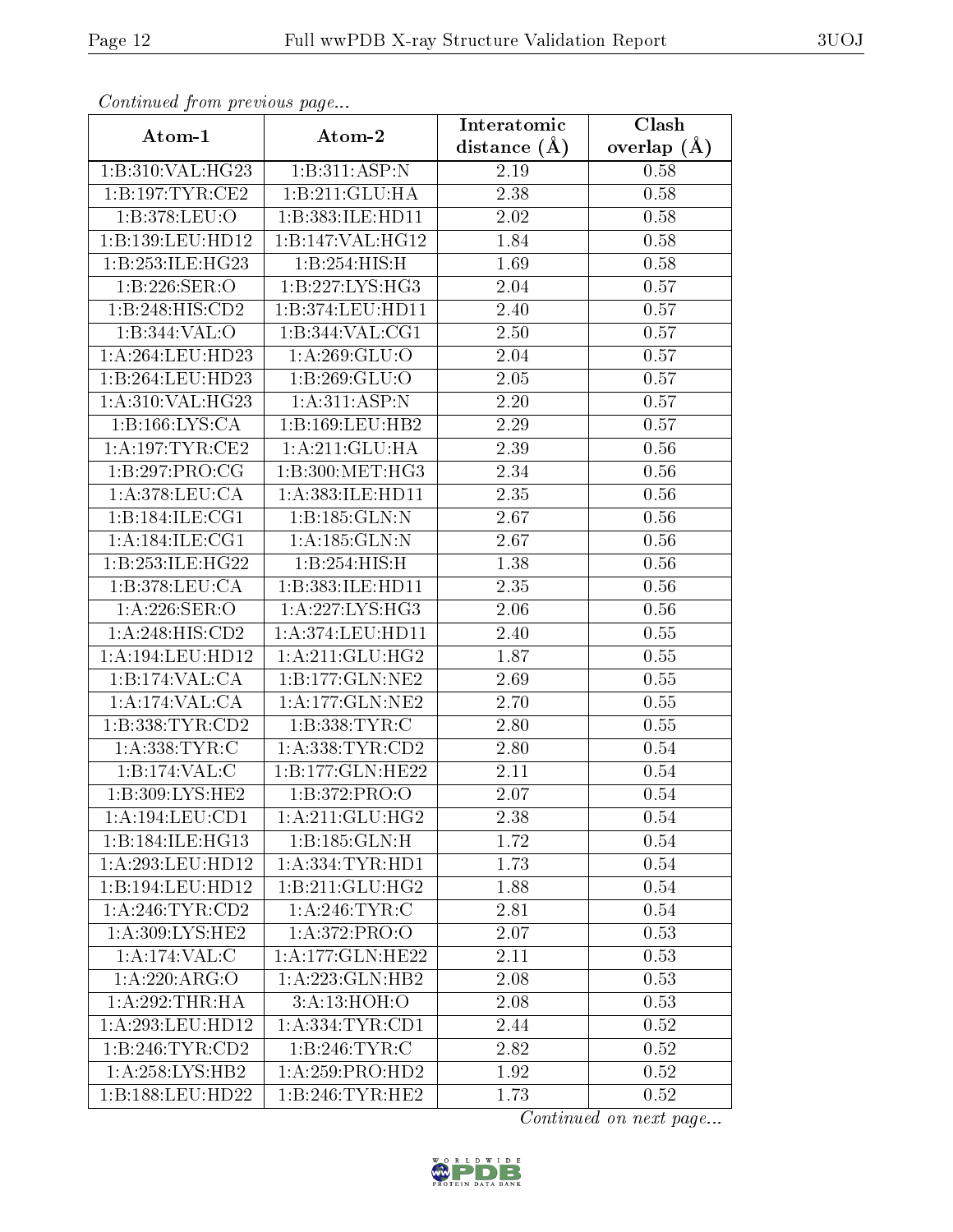*Continued from previous page...*

| Atom-1 | Atom-2 | Interatomic distance (Å) | Clash overlap (Å) |
|---|---|---|---|
| 1:B:310:VAL:HG23 | 1:B:311:ASP:N | 2.19 | 0.58 |
| 1:B:197:TYR:CE2 | 1:B:211:GLU:HA | 2.38 | 0.58 |
| 1:B:378:LEU:O | 1:B:383:ILE:HD11 | 2.02 | 0.58 |
| 1:B:139:LEU:HD12 | 1:B:147:VAL:HG12 | 1.84 | 0.58 |
| 1:B:253:ILE:HG23 | 1:B:254:HIS:H | 1.69 | 0.58 |
| 1:B:226:SER:O | 1:B:227:LYS:HG3 | 2.04 | 0.57 |
| 1:B:248:HIS:CD2 | 1:B:374:LEU:HD11 | 2.40 | 0.57 |
| 1:B:344:VAL:O | 1:B:344:VAL:CG1 | 2.50 | 0.57 |
| 1:A:264:LEU:HD23 | 1:A:269:GLU:O | 2.04 | 0.57 |
| 1:B:264:LEU:HD23 | 1:B:269:GLU:O | 2.05 | 0.57 |
| 1:A:310:VAL:HG23 | 1:A:311:ASP:N | 2.20 | 0.57 |
| 1:B:166:LYS:CA | 1:B:169:LEU:HB2 | 2.29 | 0.57 |
| 1:A:197:TYR:CE2 | 1:A:211:GLU:HA | 2.39 | 0.56 |
| 1:B:297:PRO:CG | 1:B:300:MET:HG3 | 2.34 | 0.56 |
| 1:A:378:LEU:CA | 1:A:383:ILE:HD11 | 2.35 | 0.56 |
| 1:B:184:ILE:CG1 | 1:B:185:GLN:N | 2.67 | 0.56 |
| 1:A:184:ILE:CG1 | 1:A:185:GLN:N | 2.67 | 0.56 |
| 1:B:253:ILE:HG22 | 1:B:254:HIS:H | 1.38 | 0.56 |
| 1:B:378:LEU:CA | 1:B:383:ILE:HD11 | 2.35 | 0.56 |
| 1:A:226:SER:O | 1:A:227:LYS:HG3 | 2.06 | 0.56 |
| 1:A:248:HIS:CD2 | 1:A:374:LEU:HD11 | 2.40 | 0.55 |
| 1:A:194:LEU:HD12 | 1:A:211:GLU:HG2 | 1.87 | 0.55 |
| 1:B:174:VAL:CA | 1:B:177:GLN:NE2 | 2.69 | 0.55 |
| 1:A:174:VAL:CA | 1:A:177:GLN:NE2 | 2.70 | 0.55 |
| 1:B:338:TYR:CD2 | 1:B:338:TYR:C | 2.80 | 0.55 |
| 1:A:338:TYR:C | 1:A:338:TYR:CD2 | 2.80 | 0.54 |
| 1:B:174:VAL:C | 1:B:177:GLN:HE22 | 2.11 | 0.54 |
| 1:B:309:LYS:HE2 | 1:B:372:PRO:O | 2.07 | 0.54 |
| 1:A:194:LEU:CD1 | 1:A:211:GLU:HG2 | 2.38 | 0.54 |
| 1:B:184:ILE:HG13 | 1:B:185:GLN:H | 1.72 | 0.54 |
| 1:A:293:LEU:HD12 | 1:A:334:TYR:HD1 | 1.73 | 0.54 |
| 1:B:194:LEU:HD12 | 1:B:211:GLU:HG2 | 1.88 | 0.54 |
| 1:A:246:TYR:CD2 | 1:A:246:TYR:C | 2.81 | 0.54 |
| 1:A:309:LYS:HE2 | 1:A:372:PRO:O | 2.07 | 0.53 |
| 1:A:174:VAL:C | 1:A:177:GLN:HE22 | 2.11 | 0.53 |
| 1:A:220:ARG:O | 1:A:223:GLN:HB2 | 2.08 | 0.53 |
| 1:A:292:THR:HA | 3:A:13:HOH:O | 2.08 | 0.53 |
| 1:A:293:LEU:HD12 | 1:A:334:TYR:CD1 | 2.44 | 0.52 |
| 1:B:246:TYR:CD2 | 1:B:246:TYR:C | 2.82 | 0.52 |
| 1:A:258:LYS:HB2 | 1:A:259:PRO:HD2 | 1.92 | 0.52 |
| 1:B:188:LEU:HD22 | 1:B:246:TYR:HE2 | 1.73 | 0.52 |

*Continued on next page...*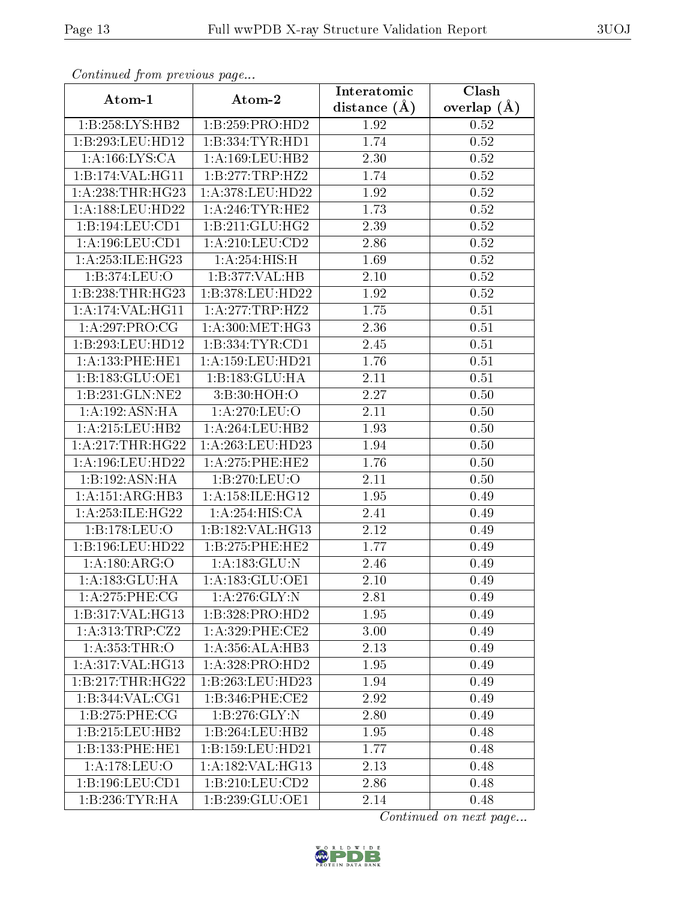*Continued from previous page...*

| Atom-1 | Atom-2 | Interatomic distance (Å) | Clash overlap (Å) |
| --- | --- | --- | --- |
| 1:B:258:LYS:HB2 | 1:B:259:PRO:HD2 | 1.92 | 0.52 |
| 1:B:293:LEU:HD12 | 1:B:334:TYR:HD1 | 1.74 | 0.52 |
| 1:A:166:LYS:CA | 1:A:169:LEU:HB2 | 2.30 | 0.52 |
| 1:B:174:VAL:HG11 | 1:B:277:TRP:HZ2 | 1.74 | 0.52 |
| 1:A:238:THR:HG23 | 1:A:378:LEU:HD22 | 1.92 | 0.52 |
| 1:A:188:LEU:HD22 | 1:A:246:TYR:HE2 | 1.73 | 0.52 |
| 1:B:194:LEU:CD1 | 1:B:211:GLU:HG2 | 2.39 | 0.52 |
| 1:A:196:LEU:CD1 | 1:A:210:LEU:CD2 | 2.86 | 0.52 |
| 1:A:253:ILE:HG23 | 1:A:254:HIS:H | 1.69 | 0.52 |
| 1:B:374:LEU:O | 1:B:377:VAL:HB | 2.10 | 0.52 |
| 1:B:238:THR:HG23 | 1:B:378:LEU:HD22 | 1.92 | 0.52 |
| 1:A:174:VAL:HG11 | 1:A:277:TRP:HZ2 | 1.75 | 0.51 |
| 1:A:297:PRO:CG | 1:A:300:MET:HG3 | 2.36 | 0.51 |
| 1:B:293:LEU:HD12 | 1:B:334:TYR:CD1 | 2.45 | 0.51 |
| 1:A:133:PHE:HE1 | 1:A:159:LEU:HD21 | 1.76 | 0.51 |
| 1:B:183:GLU:OE1 | 1:B:183:GLU:HA | 2.11 | 0.51 |
| 1:B:231:GLN:NE2 | 3:B:30:HOH:O | 2.27 | 0.50 |
| 1:A:192:ASN:HA | 1:A:270:LEU:O | 2.11 | 0.50 |
| 1:A:215:LEU:HB2 | 1:A:264:LEU:HB2 | 1.93 | 0.50 |
| 1:A:217:THR:HG22 | 1:A:263:LEU:HD23 | 1.94 | 0.50 |
| 1:A:196:LEU:HD22 | 1:A:275:PHE:HE2 | 1.76 | 0.50 |
| 1:B:192:ASN:HA | 1:B:270:LEU:O | 2.11 | 0.50 |
| 1:A:151:ARG:HB3 | 1:A:158:ILE:HG12 | 1.95 | 0.49 |
| 1:A:253:ILE:HG22 | 1:A:254:HIS:CA | 2.41 | 0.49 |
| 1:B:178:LEU:O | 1:B:182:VAL:HG13 | 2.12 | 0.49 |
| 1:B:196:LEU:HD22 | 1:B:275:PHE:HE2 | 1.77 | 0.49 |
| 1:A:180:ARG:O | 1:A:183:GLU:N | 2.46 | 0.49 |
| 1:A:183:GLU:HA | 1:A:183:GLU:OE1 | 2.10 | 0.49 |
| 1:A:275:PHE:CG | 1:A:276:GLY:N | 2.81 | 0.49 |
| 1:B:317:VAL:HG13 | 1:B:328:PRO:HD2 | 1.95 | 0.49 |
| 1:A:313:TRP:CZ2 | 1:A:329:PHE:CE2 | 3.00 | 0.49 |
| 1:A:353:THR:O | 1:A:356:ALA:HB3 | 2.13 | 0.49 |
| 1:A:317:VAL:HG13 | 1:A:328:PRO:HD2 | 1.95 | 0.49 |
| 1:B:217:THR:HG22 | 1:B:263:LEU:HD23 | 1.94 | 0.49 |
| 1:B:344:VAL:CG1 | 1:B:346:PHE:CE2 | 2.92 | 0.49 |
| 1:B:275:PHE:CG | 1:B:276:GLY:N | 2.80 | 0.49 |
| 1:B:215:LEU:HB2 | 1:B:264:LEU:HB2 | 1.95 | 0.48 |
| 1:B:133:PHE:HE1 | 1:B:159:LEU:HD21 | 1.77 | 0.48 |
| 1:A:178:LEU:O | 1:A:182:VAL:HG13 | 2.13 | 0.48 |
| 1:B:196:LEU:CD1 | 1:B:210:LEU:CD2 | 2.86 | 0.48 |
| 1:B:236:TYR:HA | 1:B:239:GLU:OE1 | 2.14 | 0.48 |

*Continued on next page...*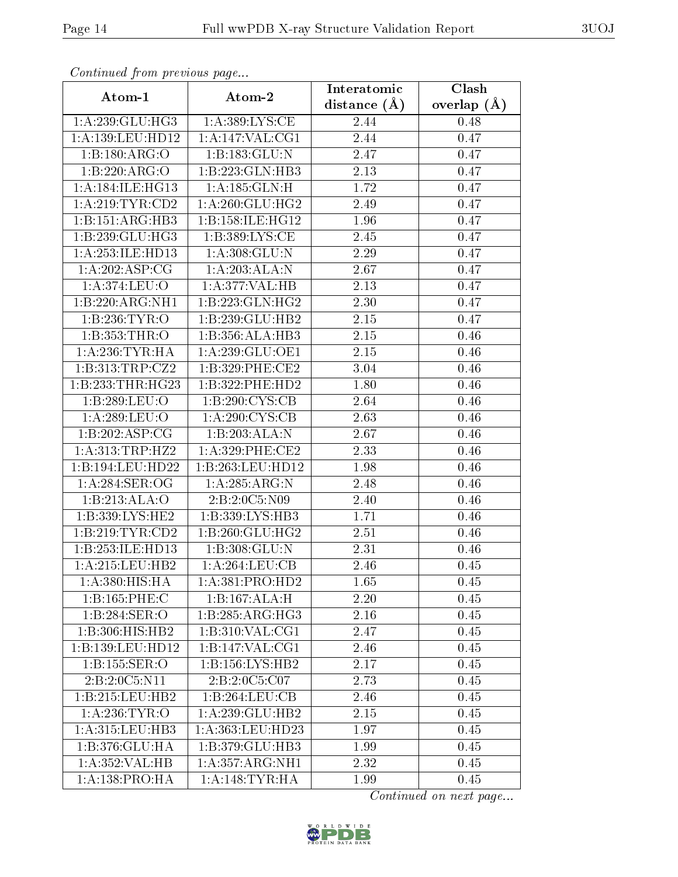*Continued from previous page...*

| Atom-1 | Atom-2 | Interatomic distance (Å) | Clash overlap (Å) |
|---|---|---|---|
| 1:A:239:GLU:HG3 | 1:A:389:LYS:CE | 2.44 | 0.48 |
| 1:A:139:LEU:HD12 | 1:A:147:VAL:CG1 | 2.44 | 0.47 |
| 1:B:180:ARG:O | 1:B:183:GLU:N | 2.47 | 0.47 |
| 1:B:220:ARG:O | 1:B:223:GLN:HB3 | 2.13 | 0.47 |
| 1:A:184:ILE:HG13 | 1:A:185:GLN:H | 1.72 | 0.47 |
| 1:A:219:TYR:CD2 | 1:A:260:GLU:HG2 | 2.49 | 0.47 |
| 1:B:151:ARG:HB3 | 1:B:158:ILE:HG12 | 1.96 | 0.47 |
| 1:B:239:GLU:HG3 | 1:B:389:LYS:CE | 2.45 | 0.47 |
| 1:A:253:ILE:HD13 | 1:A:308:GLU:N | 2.29 | 0.47 |
| 1:A:202:ASP:CG | 1:A:203:ALA:N | 2.67 | 0.47 |
| 1:A:374:LEU:O | 1:A:377:VAL:HB | 2.13 | 0.47 |
| 1:B:220:ARG:NH1 | 1:B:223:GLN:HG2 | 2.30 | 0.47 |
| 1:B:236:TYR:O | 1:B:239:GLU:HB2 | 2.15 | 0.47 |
| 1:B:353:THR:O | 1:B:356:ALA:HB3 | 2.15 | 0.46 |
| 1:A:236:TYR:HA | 1:A:239:GLU:OE1 | 2.15 | 0.46 |
| 1:B:313:TRP:CZ2 | 1:B:329:PHE:CE2 | 3.04 | 0.46 |
| 1:B:233:THR:HG23 | 1:B:322:PHE:HD2 | 1.80 | 0.46 |
| 1:B:289:LEU:O | 1:B:290:CYS:CB | 2.64 | 0.46 |
| 1:A:289:LEU:O | 1:A:290:CYS:CB | 2.63 | 0.46 |
| 1:B:202:ASP:CG | 1:B:203:ALA:N | 2.67 | 0.46 |
| 1:A:313:TRP:HZ2 | 1:A:329:PHE:CE2 | 2.33 | 0.46 |
| 1:B:194:LEU:HD22 | 1:B:263:LEU:HD12 | 1.98 | 0.46 |
| 1:A:284:SER:OG | 1:A:285:ARG:N | 2.48 | 0.46 |
| 1:B:213:ALA:O | 2:B:2:0C5:N09 | 2.40 | 0.46 |
| 1:B:339:LYS:HE2 | 1:B:339:LYS:HB3 | 1.71 | 0.46 |
| 1:B:219:TYR:CD2 | 1:B:260:GLU:HG2 | 2.51 | 0.46 |
| 1:B:253:ILE:HD13 | 1:B:308:GLU:N | 2.31 | 0.46 |
| 1:A:215:LEU:HB2 | 1:A:264:LEU:CB | 2.46 | 0.45 |
| 1:A:380:HIS:HA | 1:A:381:PRO:HD2 | 1.65 | 0.45 |
| 1:B:165:PHE:C | 1:B:167:ALA:H | 2.20 | 0.45 |
| 1:B:284:SER:O | 1:B:285:ARG:HG3 | 2.16 | 0.45 |
| 1:B:306:HIS:HB2 | 1:B:310:VAL:CG1 | 2.47 | 0.45 |
| 1:B:139:LEU:HD12 | 1:B:147:VAL:CG1 | 2.46 | 0.45 |
| 1:B:155:SER:O | 1:B:156:LYS:HB2 | 2.17 | 0.45 |
| 2:B:2:0C5:N11 | 2:B:2:0C5:C07 | 2.73 | 0.45 |
| 1:B:215:LEU:HB2 | 1:B:264:LEU:CB | 2.46 | 0.45 |
| 1:A:236:TYR:O | 1:A:239:GLU:HB2 | 2.15 | 0.45 |
| 1:A:315:LEU:HB3 | 1:A:363:LEU:HD23 | 1.97 | 0.45 |
| 1:B:376:GLU:HA | 1:B:379:GLU:HB3 | 1.99 | 0.45 |
| 1:A:352:VAL:HB | 1:A:357:ARG:NH1 | 2.32 | 0.45 |
| 1:A:138:PRO:HA | 1:A:148:TYR:HA | 1.99 | 0.45 |

*Continued on next page...*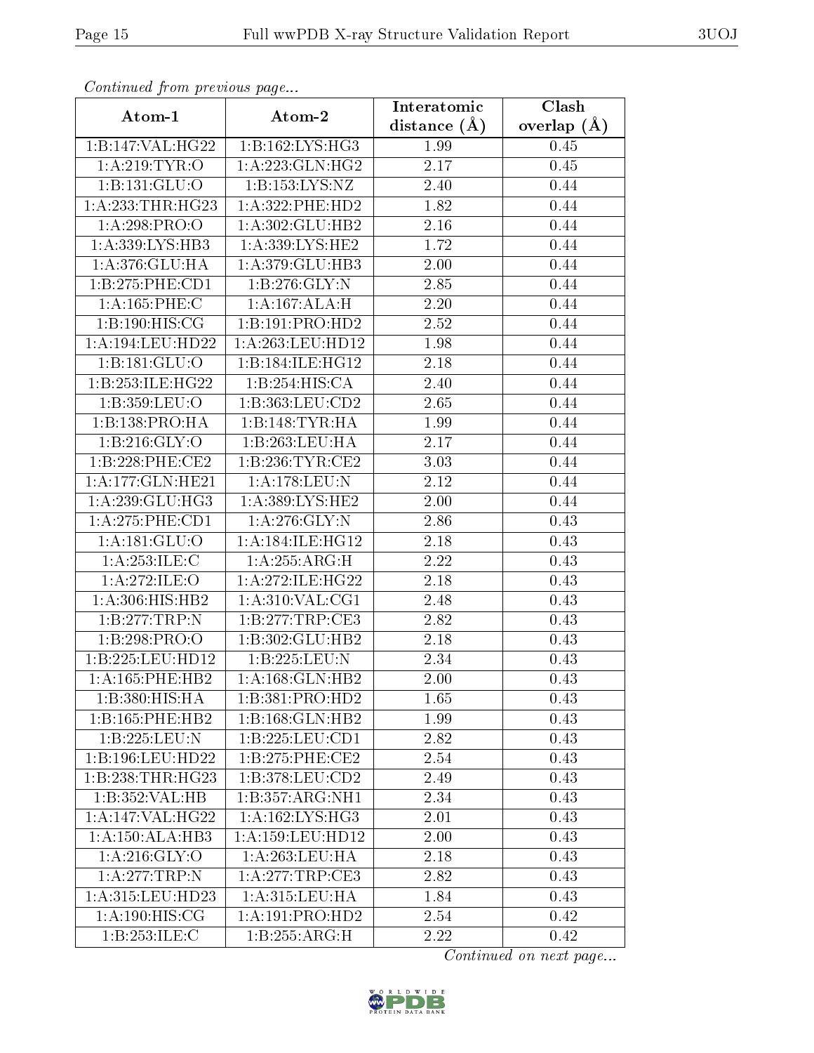*Continued from previous page...*

| Atom-1 | Atom-2 | Interatomic distance (Å) | Clash overlap (Å) |
|---|---|---|---|
| 1:B:147:VAL:HG22 | 1:B:162:LYS:HG3 | 1.99 | 0.45 |
| 1:A:219:TYR:O | 1:A:223:GLN:HG2 | 2.17 | 0.45 |
| 1:B:131:GLU:O | 1:B:153:LYS:NZ | 2.40 | 0.44 |
| 1:A:233:THR:HG23 | 1:A:322:PHE:HD2 | 1.82 | 0.44 |
| 1:A:298:PRO:O | 1:A:302:GLU:HB2 | 2.16 | 0.44 |
| 1:A:339:LYS:HB3 | 1:A:339:LYS:HE2 | 1.72 | 0.44 |
| 1:A:376:GLU:HA | 1:A:379:GLU:HB3 | 2.00 | 0.44 |
| 1:B:275:PHE:CD1 | 1:B:276:GLY:N | 2.85 | 0.44 |
| 1:A:165:PHE:C | 1:A:167:ALA:H | 2.20 | 0.44 |
| 1:B:190:HIS:CG | 1:B:191:PRO:HD2 | 2.52 | 0.44 |
| 1:A:194:LEU:HD22 | 1:A:263:LEU:HD12 | 1.98 | 0.44 |
| 1:B:181:GLU:O | 1:B:184:ILE:HG12 | 2.18 | 0.44 |
| 1:B:253:ILE:HG22 | 1:B:254:HIS:CA | 2.40 | 0.44 |
| 1:B:359:LEU:O | 1:B:363:LEU:CD2 | 2.65 | 0.44 |
| 1:B:138:PRO:HA | 1:B:148:TYR:HA | 1.99 | 0.44 |
| 1:B:216:GLY:O | 1:B:263:LEU:HA | 2.17 | 0.44 |
| 1:B:228:PHE:CE2 | 1:B:236:TYR:CE2 | 3.03 | 0.44 |
| 1:A:177:GLN:HE21 | 1:A:178:LEU:N | 2.12 | 0.44 |
| 1:A:239:GLU:HG3 | 1:A:389:LYS:HE2 | 2.00 | 0.44 |
| 1:A:275:PHE:CD1 | 1:A:276:GLY:N | 2.86 | 0.43 |
| 1:A:181:GLU:O | 1:A:184:ILE:HG12 | 2.18 | 0.43 |
| 1:A:253:ILE:C | 1:A:255:ARG:H | 2.22 | 0.43 |
| 1:A:272:ILE:O | 1:A:272:ILE:HG22 | 2.18 | 0.43 |
| 1:A:306:HIS:HB2 | 1:A:310:VAL:CG1 | 2.48 | 0.43 |
| 1:B:277:TRP:N | 1:B:277:TRP:CE3 | 2.82 | 0.43 |
| 1:B:298:PRO:O | 1:B:302:GLU:HB2 | 2.18 | 0.43 |
| 1:B:225:LEU:HD12 | 1:B:225:LEU:N | 2.34 | 0.43 |
| 1:A:165:PHE:HB2 | 1:A:168:GLN:HB2 | 2.00 | 0.43 |
| 1:B:380:HIS:HA | 1:B:381:PRO:HD2 | 1.65 | 0.43 |
| 1:B:165:PHE:HB2 | 1:B:168:GLN:HB2 | 1.99 | 0.43 |
| 1:B:225:LEU:N | 1:B:225:LEU:CD1 | 2.82 | 0.43 |
| 1:B:196:LEU:HD22 | 1:B:275:PHE:CE2 | 2.54 | 0.43 |
| 1:B:238:THR:HG23 | 1:B:378:LEU:CD2 | 2.49 | 0.43 |
| 1:B:352:VAL:HB | 1:B:357:ARG:NH1 | 2.34 | 0.43 |
| 1:A:147:VAL:HG22 | 1:A:162:LYS:HG3 | 2.01 | 0.43 |
| 1:A:150:ALA:HB3 | 1:A:159:LEU:HD12 | 2.00 | 0.43 |
| 1:A:216:GLY:O | 1:A:263:LEU:HA | 2.18 | 0.43 |
| 1:A:277:TRP:N | 1:A:277:TRP:CE3 | 2.82 | 0.43 |
| 1:A:315:LEU:HD23 | 1:A:315:LEU:HA | 1.84 | 0.43 |
| 1:A:190:HIS:CG | 1:A:191:PRO:HD2 | 2.54 | 0.42 |
| 1:B:253:ILE:C | 1:B:255:ARG:H | 2.22 | 0.42 |

*Continued on next page...*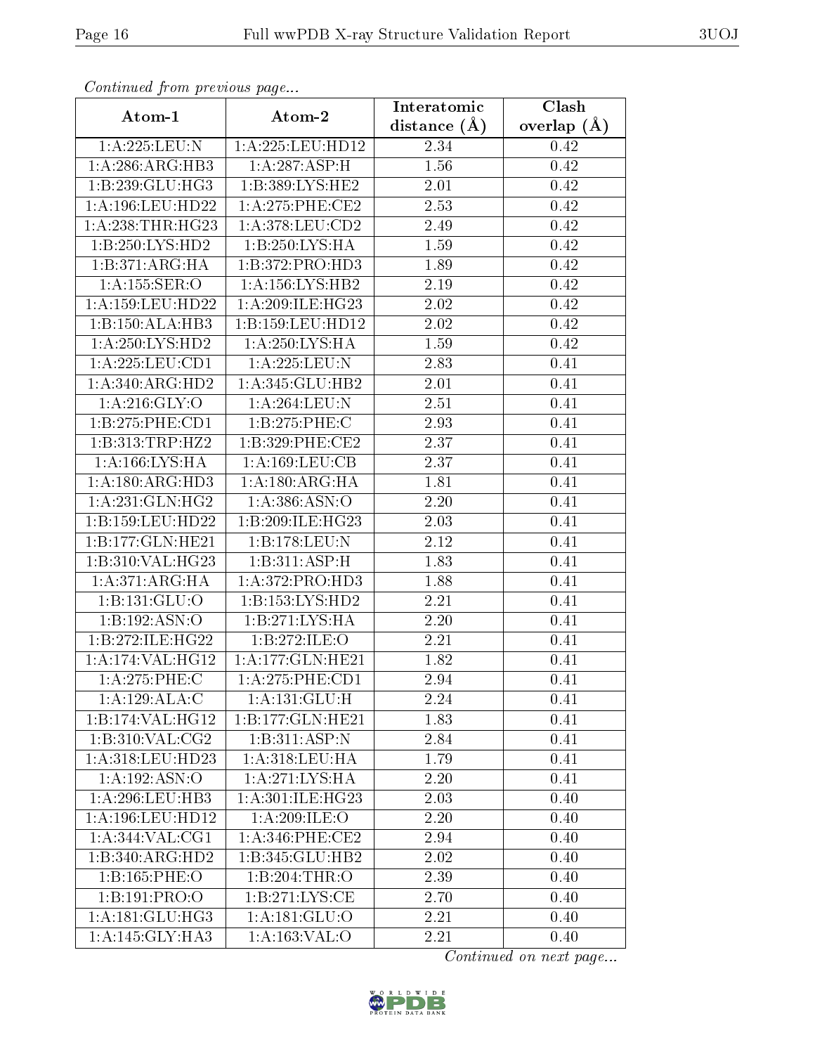*Continued from previous page...*

| Atom-1 | Atom-2 | Interatomic distance (Å) | Clash overlap (Å) |
|---|---|---|---|
| 1:A:225:LEU:N | 1:A:225:LEU:HD12 | 2.34 | 0.42 |
| 1:A:286:ARG:HB3 | 1:A:287:ASP:H | 1.56 | 0.42 |
| 1:B:239:GLU:HG3 | 1:B:389:LYS:HE2 | 2.01 | 0.42 |
| 1:A:196:LEU:HD22 | 1:A:275:PHE:CE2 | 2.53 | 0.42 |
| 1:A:238:THR:HG23 | 1:A:378:LEU:CD2 | 2.49 | 0.42 |
| 1:B:250:LYS:HD2 | 1:B:250:LYS:HA | 1.59 | 0.42 |
| 1:B:371:ARG:HA | 1:B:372:PRO:HD3 | 1.89 | 0.42 |
| 1:A:155:SER:O | 1:A:156:LYS:HB2 | 2.19 | 0.42 |
| 1:A:159:LEU:HD22 | 1:A:209:ILE:HG23 | 2.02 | 0.42 |
| 1:B:150:ALA:HB3 | 1:B:159:LEU:HD12 | 2.02 | 0.42 |
| 1:A:250:LYS:HD2 | 1:A:250:LYS:HA | 1.59 | 0.42 |
| 1:A:225:LEU:CD1 | 1:A:225:LEU:N | 2.83 | 0.41 |
| 1:A:340:ARG:HD2 | 1:A:345:GLU:HB2 | 2.01 | 0.41 |
| 1:A:216:GLY:O | 1:A:264:LEU:N | 2.51 | 0.41 |
| 1:B:275:PHE:CD1 | 1:B:275:PHE:C | 2.93 | 0.41 |
| 1:B:313:TRP:HZ2 | 1:B:329:PHE:CE2 | 2.37 | 0.41 |
| 1:A:166:LYS:HA | 1:A:169:LEU:CB | 2.37 | 0.41 |
| 1:A:180:ARG:HD3 | 1:A:180:ARG:HA | 1.81 | 0.41 |
| 1:A:231:GLN:HG2 | 1:A:386:ASN:O | 2.20 | 0.41 |
| 1:B:159:LEU:HD22 | 1:B:209:ILE:HG23 | 2.03 | 0.41 |
| 1:B:177:GLN:HE21 | 1:B:178:LEU:N | 2.12 | 0.41 |
| 1:B:310:VAL:HG23 | 1:B:311:ASP:H | 1.83 | 0.41 |
| 1:A:371:ARG:HA | 1:A:372:PRO:HD3 | 1.88 | 0.41 |
| 1:B:131:GLU:O | 1:B:153:LYS:HD2 | 2.21 | 0.41 |
| 1:B:192:ASN:O | 1:B:271:LYS:HA | 2.20 | 0.41 |
| 1:B:272:ILE:HG22 | 1:B:272:ILE:O | 2.21 | 0.41 |
| 1:A:174:VAL:HG12 | 1:A:177:GLN:HE21 | 1.82 | 0.41 |
| 1:A:275:PHE:C | 1:A:275:PHE:CD1 | 2.94 | 0.41 |
| 1:A:129:ALA:C | 1:A:131:GLU:H | 2.24 | 0.41 |
| 1:B:174:VAL:HG12 | 1:B:177:GLN:HE21 | 1.83 | 0.41 |
| 1:B:310:VAL:CG2 | 1:B:311:ASP:N | 2.84 | 0.41 |
| 1:A:318:LEU:HD23 | 1:A:318:LEU:HA | 1.79 | 0.41 |
| 1:A:192:ASN:O | 1:A:271:LYS:HA | 2.20 | 0.41 |
| 1:A:296:LEU:HB3 | 1:A:301:ILE:HG23 | 2.03 | 0.40 |
| 1:A:196:LEU:HD12 | 1:A:209:ILE:O | 2.20 | 0.40 |
| 1:A:344:VAL:CG1 | 1:A:346:PHE:CE2 | 2.94 | 0.40 |
| 1:B:340:ARG:HD2 | 1:B:345:GLU:HB2 | 2.02 | 0.40 |
| 1:B:165:PHE:O | 1:B:204:THR:O | 2.39 | 0.40 |
| 1:B:191:PRO:O | 1:B:271:LYS:CE | 2.70 | 0.40 |
| 1:A:181:GLU:HG3 | 1:A:181:GLU:O | 2.21 | 0.40 |
| 1:A:145:GLY:HA3 | 1:A:163:VAL:O | 2.21 | 0.40 |

*Continued on next page...*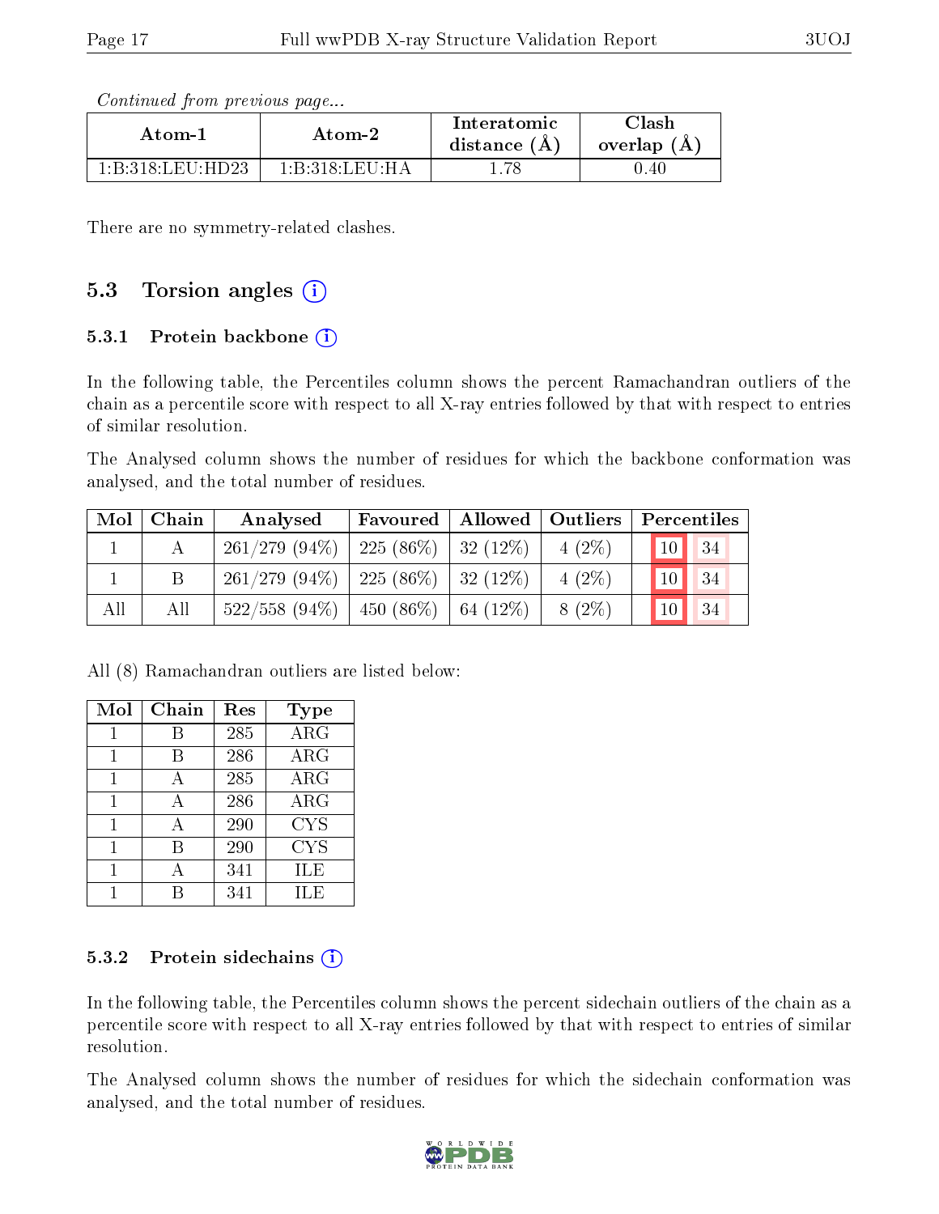*Continued from previous page...*

| Atom-1 | Atom-2 | Interatomic distance (Å) | Clash overlap (Å) |
|---|---|---|---|
| 1:B:318:LEU:HD23 | 1:B:318:LEU:HA | 1.78 | 0.40 |

There are no symmetry-related clashes.

## 5.3 Torsion angles

### 5.3.1 Protein backbone

In the following table, the Percentiles column shows the percent Ramachandran outliers of the chain as a percentile score with respect to all X-ray entries followed by that with respect to entries of similar resolution.

The Analysed column shows the number of residues for which the backbone conformation was analysed, and the total number of residues.

| Mol | Chain | Analysed | Favoured | Allowed | Outliers | Percentiles | |
|---|---|---|---|---|---|---|---|
| 1 | A | 261/279 (94%) | 225 (86%) | 32 (12%) | 4 (2%) | 10 | 34 |
| 1 | B | 261/279 (94%) | 225 (86%) | 32 (12%) | 4 (2%) | 10 | 34 |
| All | All | 522/558 (94%) | 450 (86%) | 64 (12%) | 8 (2%) | 10 | 34 |

All (8) Ramachandran outliers are listed below:

| Mol | Chain | Res | Type |
|---|---|---|---|
| 1 | B | 285 | ARG |
| 1 | B | 286 | ARG |
| 1 | A | 285 | ARG |
| 1 | A | 286 | ARG |
| 1 | A | 290 | CYS |
| 1 | B | 290 | CYS |
| 1 | A | 341 | ILE |
| 1 | B | 341 | ILE |

### 5.3.2 Protein sidechains

In the following table, the Percentiles column shows the percent sidechain outliers of the chain as a percentile score with respect to all X-ray entries followed by that with respect to entries of similar resolution.

The Analysed column shows the number of residues for which the sidechain conformation was analysed, and the total number of residues.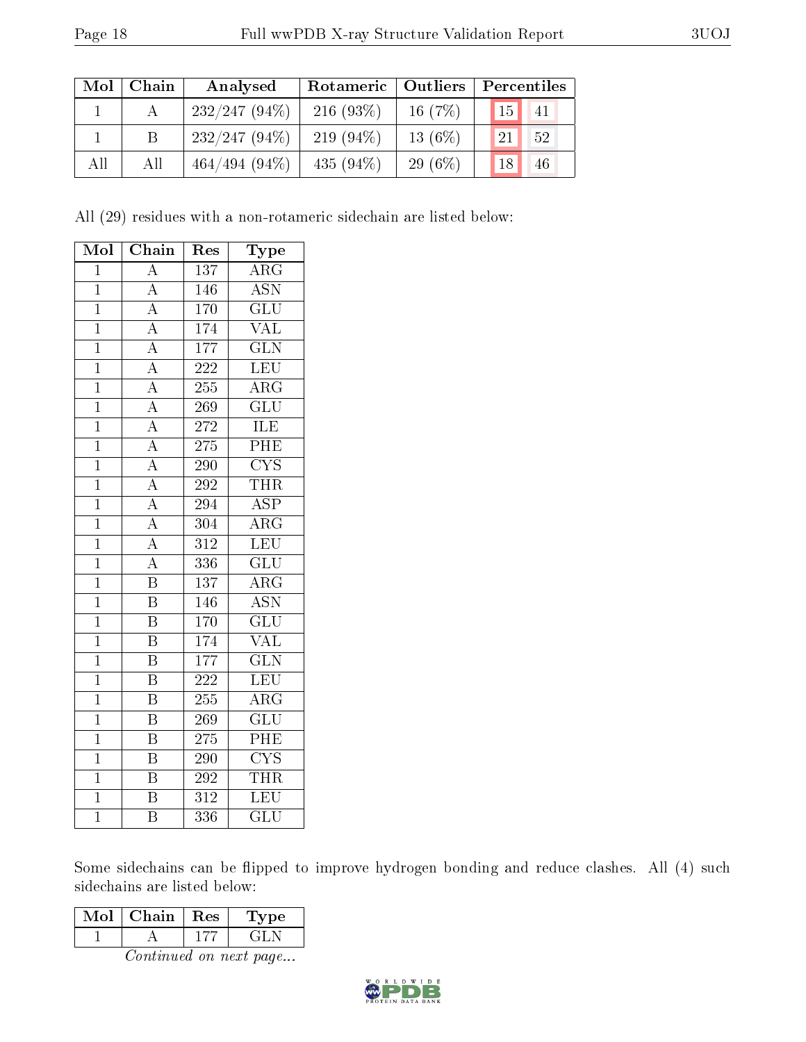| Mol | Chain | Analysed | Rotameric | Outliers | Percentiles | |
|---|---|---|---|---|---|---|
| 1 | A | 232/247 (94%) | 216 (93%) | 16 (7%) | 15 | 41 |
| 1 | B | 232/247 (94%) | 219 (94%) | 13 (6%) | 21 | 52 |
| All | All | 464/494 (94%) | 435 (94%) | 29 (6%) | 18 | 46 |

All (29) residues with a non-rotameric sidechain are listed below:

| Mol | Chain | Res | Type |
|---|---|---|---|
| 1 | A | 137 | ARG |
| 1 | A | 146 | ASN |
| 1 | A | 170 | GLU |
| 1 | A | 174 | VAL |
| 1 | A | 177 | GLN |
| 1 | A | 222 | LEU |
| 1 | A | 255 | ARG |
| 1 | A | 269 | GLU |
| 1 | A | 272 | ILE |
| 1 | A | 275 | PHE |
| 1 | A | 290 | CYS |
| 1 | A | 292 | THR |
| 1 | A | 294 | ASP |
| 1 | A | 304 | ARG |
| 1 | A | 312 | LEU |
| 1 | A | 336 | GLU |
| 1 | B | 137 | ARG |
| 1 | B | 146 | ASN |
| 1 | B | 170 | GLU |
| 1 | B | 174 | VAL |
| 1 | B | 177 | GLN |
| 1 | B | 222 | LEU |
| 1 | B | 255 | ARG |
| 1 | B | 269 | GLU |
| 1 | B | 275 | PHE |
| 1 | B | 290 | CYS |
| 1 | B | 292 | THR |
| 1 | B | 312 | LEU |
| 1 | B | 336 | GLU |

Some sidechains can be flipped to improve hydrogen bonding and reduce clashes. All (4) such sidechains are listed below:

| Mol | Chain | Res | Type |
|---|---|---|---|
| 1 | A | 177 | GLN |

*Continued on next page...*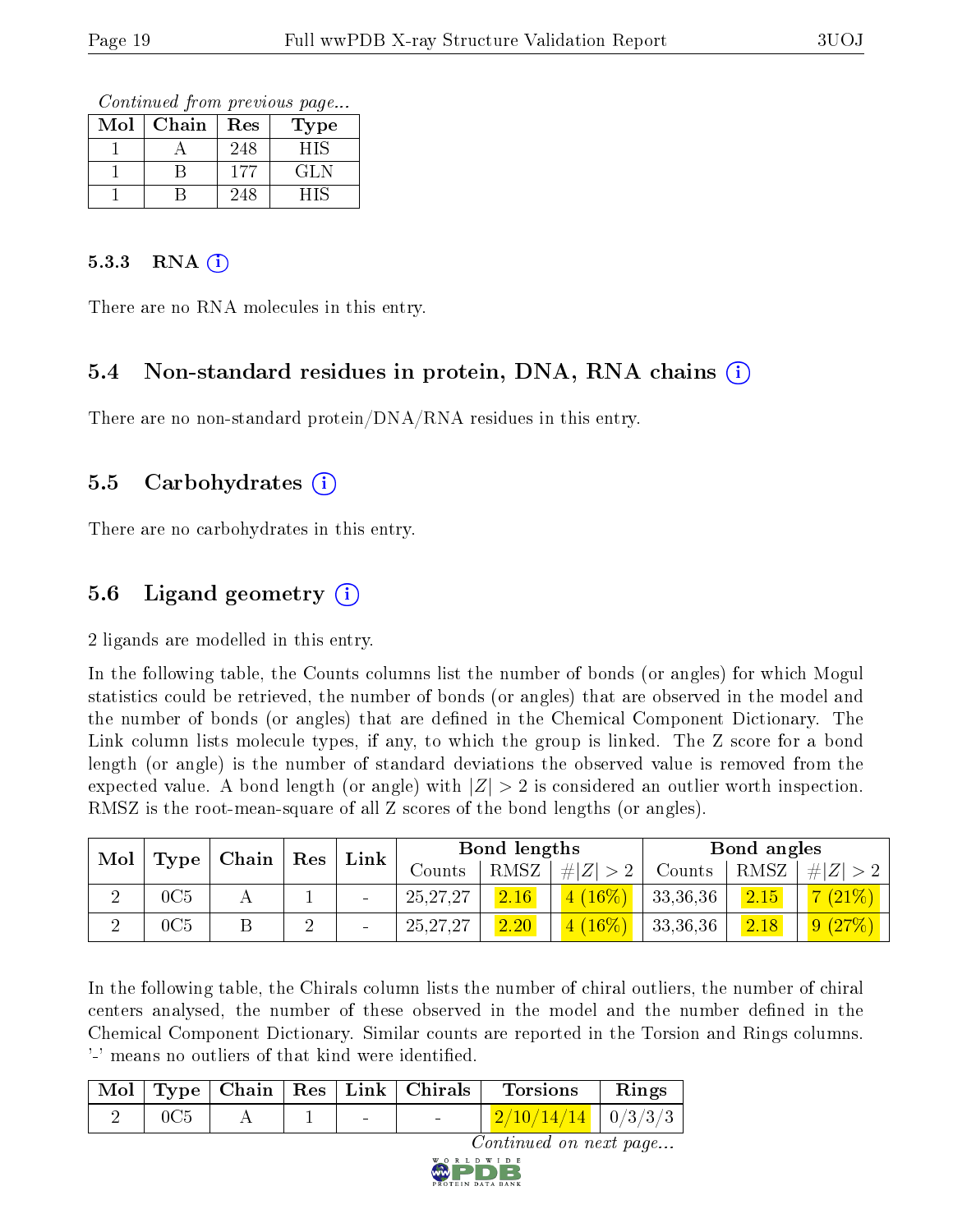*Continued from previous page...*

| Mol | Chain | Res | Type |
|---|---|---|---|
| 1 | A | 248 | HIS |
| 1 | B | 177 | GLN |
| 1 | B | 248 | HIS |

#### 5.3.3 RNA (i)

There are no RNA molecules in this entry.

### 5.4 Non-standard residues in protein, DNA, RNA chains (i)

There are no non-standard protein/DNA/RNA residues in this entry.

### 5.5 Carbohydrates (i)

There are no carbohydrates in this entry.

### 5.6 Ligand geometry (i)

2 ligands are modelled in this entry.

In the following table, the Counts columns list the number of bonds (or angles) for which Mogul statistics could be retrieved, the number of bonds (or angles) that are observed in the model and the number of bonds (or angles) that are defined in the Chemical Component Dictionary. The Link column lists molecule types, if any, to which the group is linked. The Z score for a bond length (or angle) is the number of standard deviations the observed value is removed from the expected value. A bond length (or angle) with $|Z| > 2$ is considered an outlier worth inspection. RMSZ is the root-mean-square of all Z scores of the bond lengths (or angles).

| Mol | Type | Chain | Res | Link | Bond lengths | | | Bond angles | | |
|---|---|---|---|---|---|---|---|---|---|---|
| | | | | | Counts | RMSZ | $\#\|Z\| > 2$ | Counts | RMSZ | $\#\|Z\| > 2$ |
| 2 | 0C5 | A | 1 | - | 25,27,27 | 2.16 | 4 (16%) | 33,36,36 | 2.15 | 7 (21%) |
| 2 | 0C5 | B | 2 | - | 25,27,27 | 2.20 | 4 (16%) | 33,36,36 | 2.18 | 9 (27%) |

In the following table, the Chirals column lists the number of chiral outliers, the number of chiral centers analysed, the number of these observed in the model and the number defined in the Chemical Component Dictionary. Similar counts are reported in the Torsion and Rings columns. '-' means no outliers of that kind were identified.

| Mol | Type | Chain | Res | Link | Chirals | Torsions | Rings |
|---|---|---|---|---|---|---|---|
| 2 | 0C5 | A | 1 | - | - | 2/10/14/14 | 0/3/3/3 |

*Continued on next page...*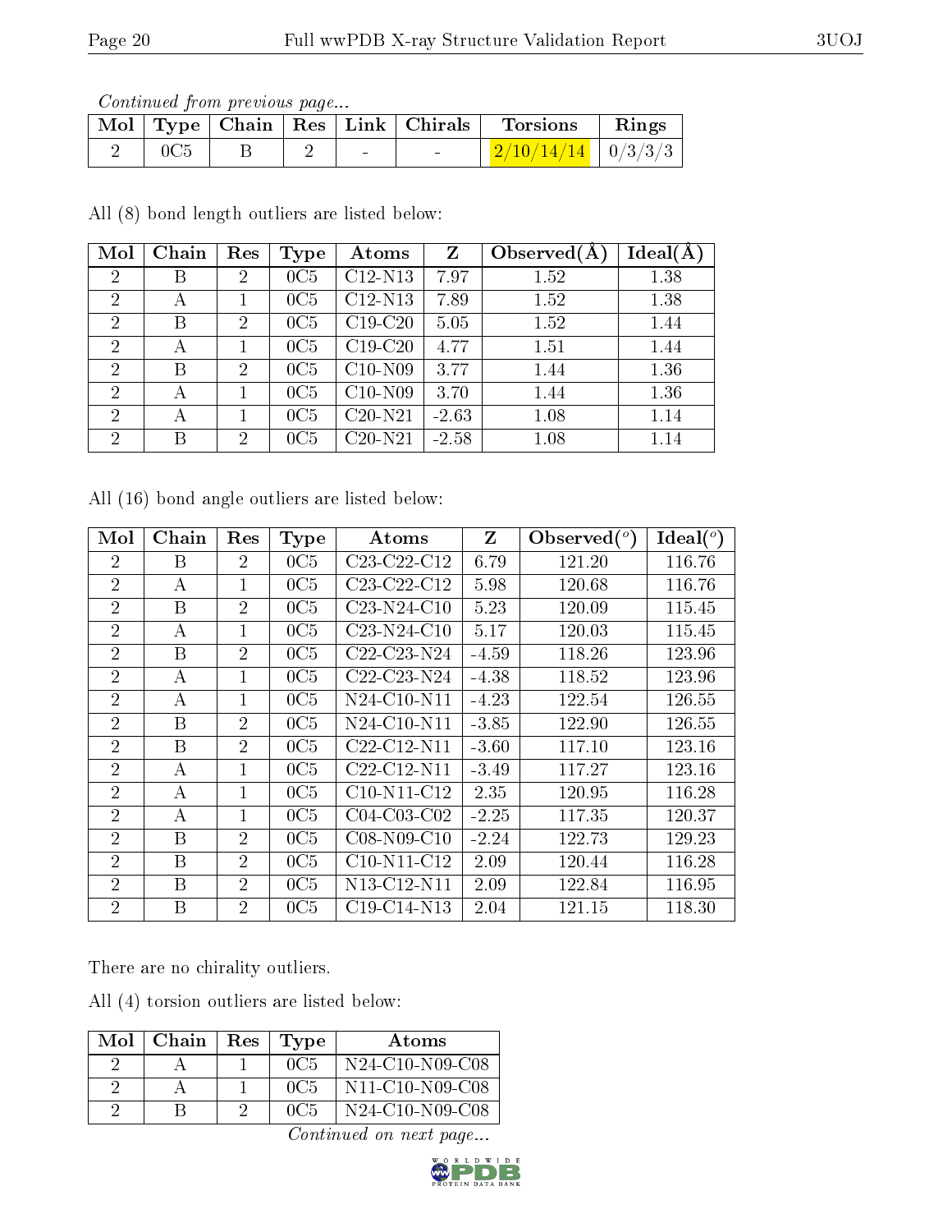*Continued from previous page...*

| Mol | Type | Chain | Res | Link | Chirals | Torsions | Rings |
|---|---|---|---|---|---|---|---|
| 2 | 0C5 | B | 2 | - | - | 2/10/14/14 | 0/3/3/3 |

All (8) bond length outliers are listed below:

| Mol | Chain | Res | Type | Atoms | Z | Observed(Å) | Ideal(Å) |
|---|---|---|---|---|---|---|---|
| 2 | B | 2 | 0C5 | C12-N13 | 7.97 | 1.52 | 1.38 |
| 2 | A | 1 | 0C5 | C12-N13 | 7.89 | 1.52 | 1.38 |
| 2 | B | 2 | 0C5 | C19-C20 | 5.05 | 1.52 | 1.44 |
| 2 | A | 1 | 0C5 | C19-C20 | 4.77 | 1.51 | 1.44 |
| 2 | B | 2 | 0C5 | C10-N09 | 3.77 | 1.44 | 1.36 |
| 2 | A | 1 | 0C5 | C10-N09 | 3.70 | 1.44 | 1.36 |
| 2 | A | 1 | 0C5 | C20-N21 | -2.63 | 1.08 | 1.14 |
| 2 | B | 2 | 0C5 | C20-N21 | -2.58 | 1.08 | 1.14 |

All (16) bond angle outliers are listed below:

| Mol | Chain | Res | Type | Atoms | Z | Observed(°) | Ideal(°) |
|---|---|---|---|---|---|---|---|
| 2 | B | 2 | 0C5 | C23-C22-C12 | 6.79 | 121.20 | 116.76 |
| 2 | A | 1 | 0C5 | C23-C22-C12 | 5.98 | 120.68 | 116.76 |
| 2 | B | 2 | 0C5 | C23-N24-C10 | 5.23 | 120.09 | 115.45 |
| 2 | A | 1 | 0C5 | C23-N24-C10 | 5.17 | 120.03 | 115.45 |
| 2 | B | 2 | 0C5 | C22-C23-N24 | -4.59 | 118.26 | 123.96 |
| 2 | A | 1 | 0C5 | C22-C23-N24 | -4.38 | 118.52 | 123.96 |
| 2 | A | 1 | 0C5 | N24-C10-N11 | -4.23 | 122.54 | 126.55 |
| 2 | B | 2 | 0C5 | N24-C10-N11 | -3.85 | 122.90 | 126.55 |
| 2 | B | 2 | 0C5 | C22-C12-N11 | -3.60 | 117.10 | 123.16 |
| 2 | A | 1 | 0C5 | C22-C12-N11 | -3.49 | 117.27 | 123.16 |
| 2 | A | 1 | 0C5 | C10-N11-C12 | 2.35 | 120.95 | 116.28 |
| 2 | A | 1 | 0C5 | C04-C03-C02 | -2.25 | 117.35 | 120.37 |
| 2 | B | 2 | 0C5 | C08-N09-C10 | -2.24 | 122.73 | 129.23 |
| 2 | B | 2 | 0C5 | C10-N11-C12 | 2.09 | 120.44 | 116.28 |
| 2 | B | 2 | 0C5 | N13-C12-N11 | 2.09 | 122.84 | 116.95 |
| 2 | B | 2 | 0C5 | C19-C14-N13 | 2.04 | 121.15 | 118.30 |

There are no chirality outliers.

All (4) torsion outliers are listed below:

| Mol | Chain | Res | Type | Atoms |
|---|---|---|---|---|
| 2 | A | 1 | 0C5 | N24-C10-N09-C08 |
| 2 | A | 1 | 0C5 | N11-C10-N09-C08 |
| 2 | B | 2 | 0C5 | N24-C10-N09-C08 |

*Continued on next page...*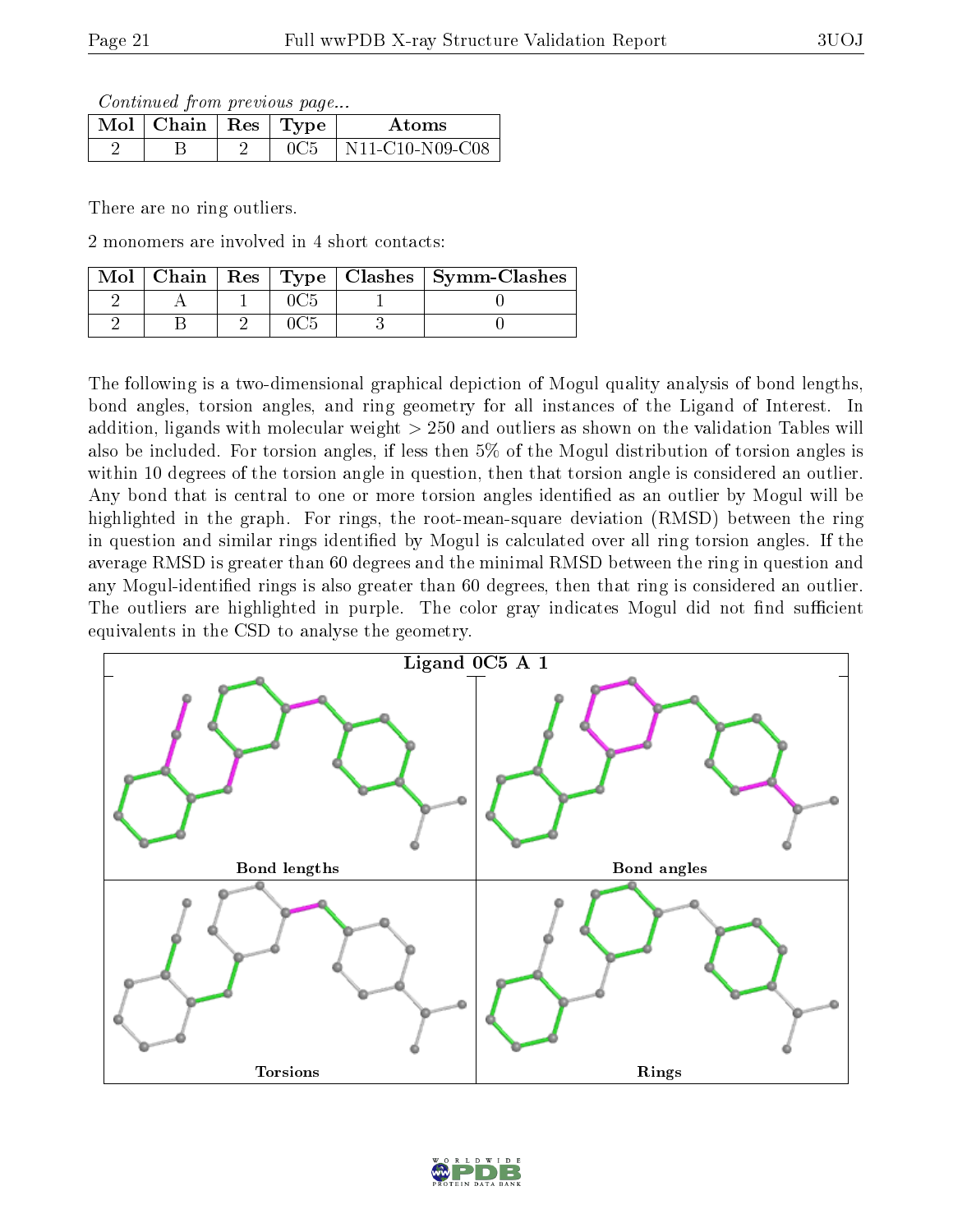*Continued from previous page...*

| Mol | Chain | Res | Type | Atoms |
|---|---|---|---|---|
| 2 | B | 2 | 0C5 | N11-C10-N09-C08 |

There are no ring outliers.

2 monomers are involved in 4 short contacts:

| Mol | Chain | Res | Type | Clashes | Symm-Clashes |
|---|---|---|---|---|---|
| 2 | A | 1 | 0C5 | 1 | 0 |
| 2 | B | 2 | 0C5 | 3 | 0 |

The following is a two-dimensional graphical depiction of Mogul quality analysis of bond lengths, bond angles, torsion angles, and ring geometry for all instances of the Ligand of Interest. In addition, ligands with molecular weight > 250 and outliers as shown on the validation Tables will also be included. For torsion angles, if less then 5% of the Mogul distribution of torsion angles is within 10 degrees of the torsion angle in question, then that torsion angle is considered an outlier. Any bond that is central to one or more torsion angles identified as an outlier by Mogul will be highlighted in the graph. For rings, the root-mean-square deviation (RMSD) between the ring in question and similar rings identified by Mogul is calculated over all ring torsion angles. If the average RMSD is greater than 60 degrees and the minimal RMSD between the ring in question and any Mogul-identified rings is also greater than 60 degrees, then that ring is considered an outlier. The outliers are highlighted in purple. The color gray indicates Mogul did not find sufficient equivalents in the CSD to analyse the geometry.

**Ligand 0C5 A 1**

Bond lengths | Bond angles | Torsions | Rings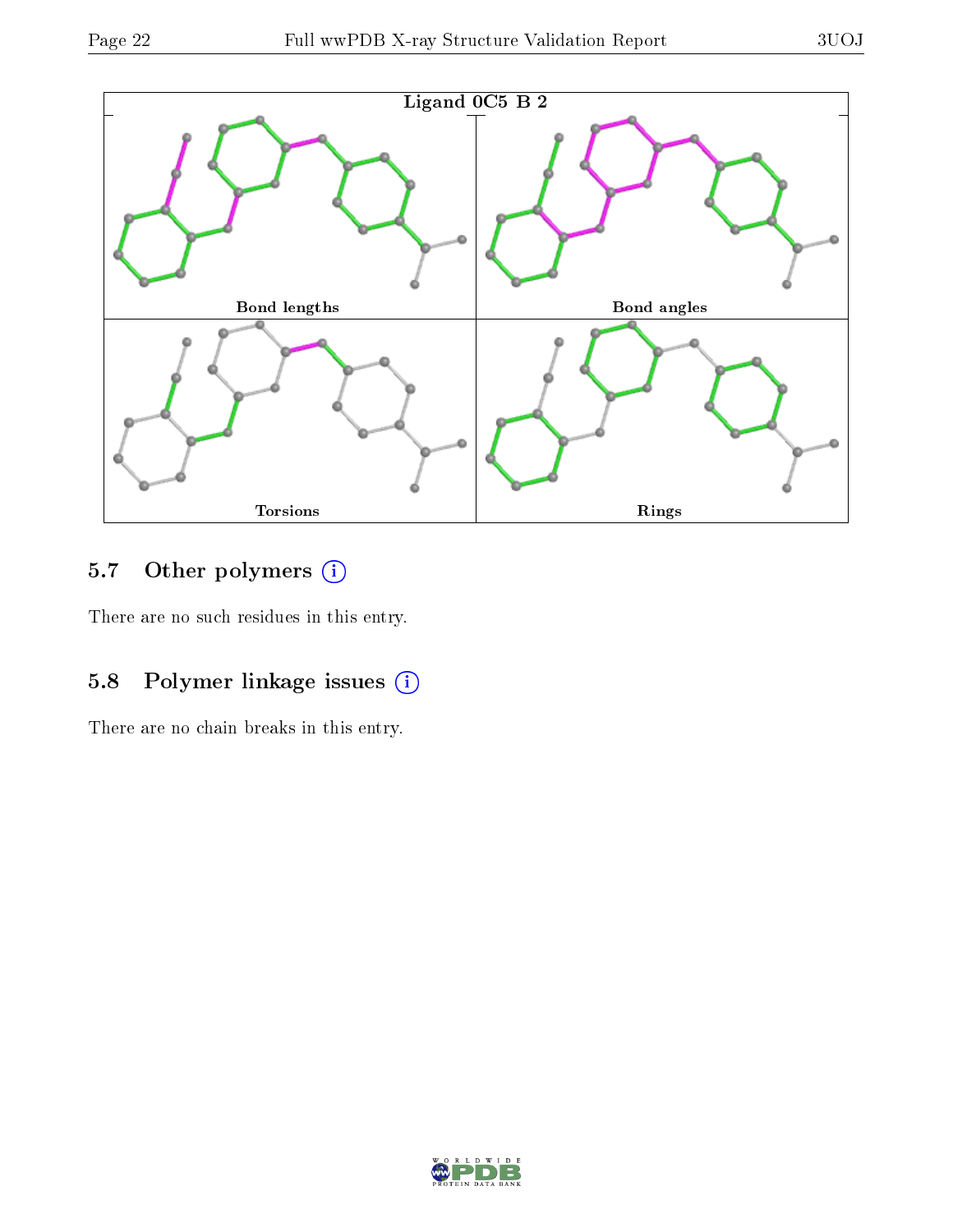Ligand 0C5 B 2

Bond lengths

Bond angles

Torsions

Rings

## 5.7 Other polymers (i)

There are no such residues in this entry.

## 5.8 Polymer linkage issues (i)

There are no chain breaks in this entry.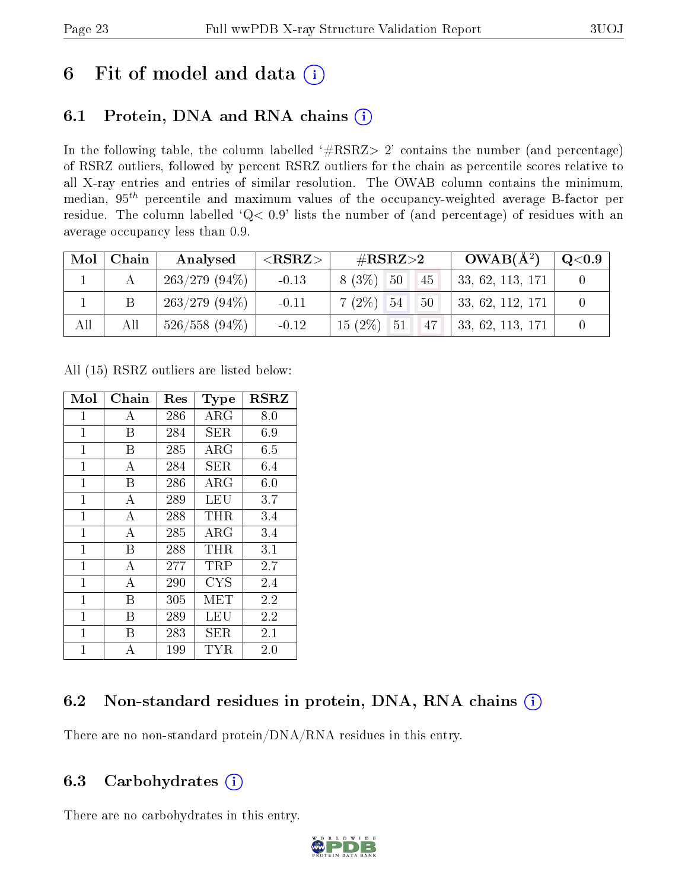# 6 Fit of model and data (i)

## 6.1 Protein, DNA and RNA chains (i)

In the following table, the column labelled '#RSRZ> 2' contains the number (and percentage) of RSRZ outliers, followed by percent RSRZ outliers for the chain as percentile scores relative to all X-ray entries and entries of similar resolution. The OWAB column contains the minimum, median, $95^{th}$ percentile and maximum values of the occupancy-weighted average B-factor per residue. The column labelled 'Q< 0.9' lists the number of (and percentage) of residues with an average occupancy less than 0.9.

| Mol | Chain | Analysed | <RSRZ> | #RSRZ>2 | | | OWAB(Å²) | Q<0.9 |
|---|---|---|---|---|---|---|---|---|
| 1 | A | 263/279 (94%) | -0.13 | 8 (3%) | 50 | 45 | 33, 62, 113, 171 | 0 |
| 1 | B | 263/279 (94%) | -0.11 | 7 (2%) | 54 | 50 | 33, 62, 112, 171 | 0 |
| All | All | 526/558 (94%) | -0.12 | 15 (2%) | 51 | 47 | 33, 62, 113, 171 | 0 |

All (15) RSRZ outliers are listed below:

| Mol | Chain | Res | Type | RSRZ |
|---|---|---|---|---|
| 1 | A | 286 | ARG | 8.0 |
| 1 | B | 284 | SER | 6.9 |
| 1 | B | 285 | ARG | 6.5 |
| 1 | A | 284 | SER | 6.4 |
| 1 | B | 286 | ARG | 6.0 |
| 1 | A | 289 | LEU | 3.7 |
| 1 | A | 288 | THR | 3.4 |
| 1 | A | 285 | ARG | 3.4 |
| 1 | B | 288 | THR | 3.1 |
| 1 | A | 277 | TRP | 2.7 |
| 1 | A | 290 | CYS | 2.4 |
| 1 | B | 305 | MET | 2.2 |
| 1 | B | 289 | LEU | 2.2 |
| 1 | B | 283 | SER | 2.1 |
| 1 | A | 199 | TYR | 2.0 |

## 6.2 Non-standard residues in protein, DNA, RNA chains (i)

There are no non-standard protein/DNA/RNA residues in this entry.

## 6.3 Carbohydrates (i)

There are no carbohydrates in this entry.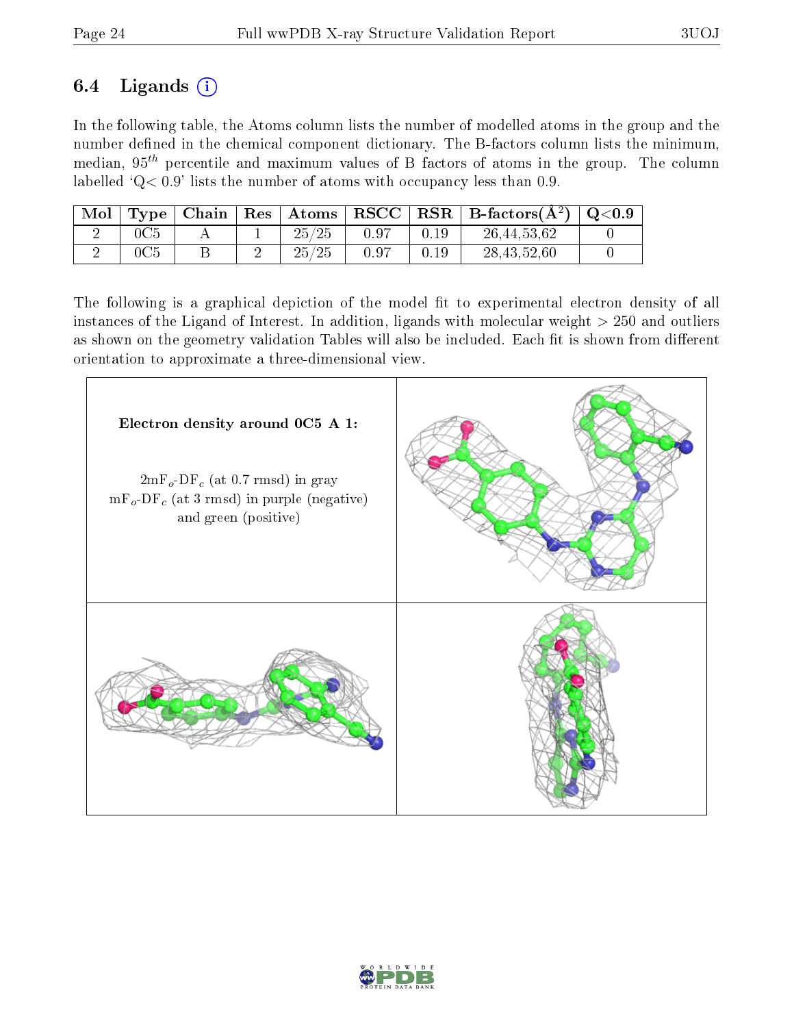## 6.4 Ligands ⓘ

In the following table, the Atoms column lists the number of modelled atoms in the group and the number defined in the chemical component dictionary. The B-factors column lists the minimum, median, $95^{th}$ percentile and maximum values of B factors of atoms in the group. The column labelled 'Q< 0.9' lists the number of atoms with occupancy less than 0.9.

| Mol | Type | Chain | Res | Atoms | RSCC | RSR | B-factors($Å^2$) | Q<0.9 |
|---|---|---|---|---|---|---|---|---|
| 2 | 0C5 | A | 1 | 25/25 | 0.97 | 0.19 | 26,44,53,62 | 0 |
| 2 | 0C5 | B | 2 | 25/25 | 0.97 | 0.19 | 28,43,52,60 | 0 |

The following is a graphical depiction of the model fit to experimental electron density of all instances of the Ligand of Interest. In addition, ligands with molecular weight > 250 and outliers as shown on the geometry validation Tables will also be included. Each fit is shown from different orientation to approximate a three-dimensional view.

**Electron density around 0C5 A 1:**

$2mF_o$-$DF_c$ (at 0.7 rmsd) in gray
$mF_o$-$DF_c$ (at 3 rmsd) in purple (negative) and green (positive)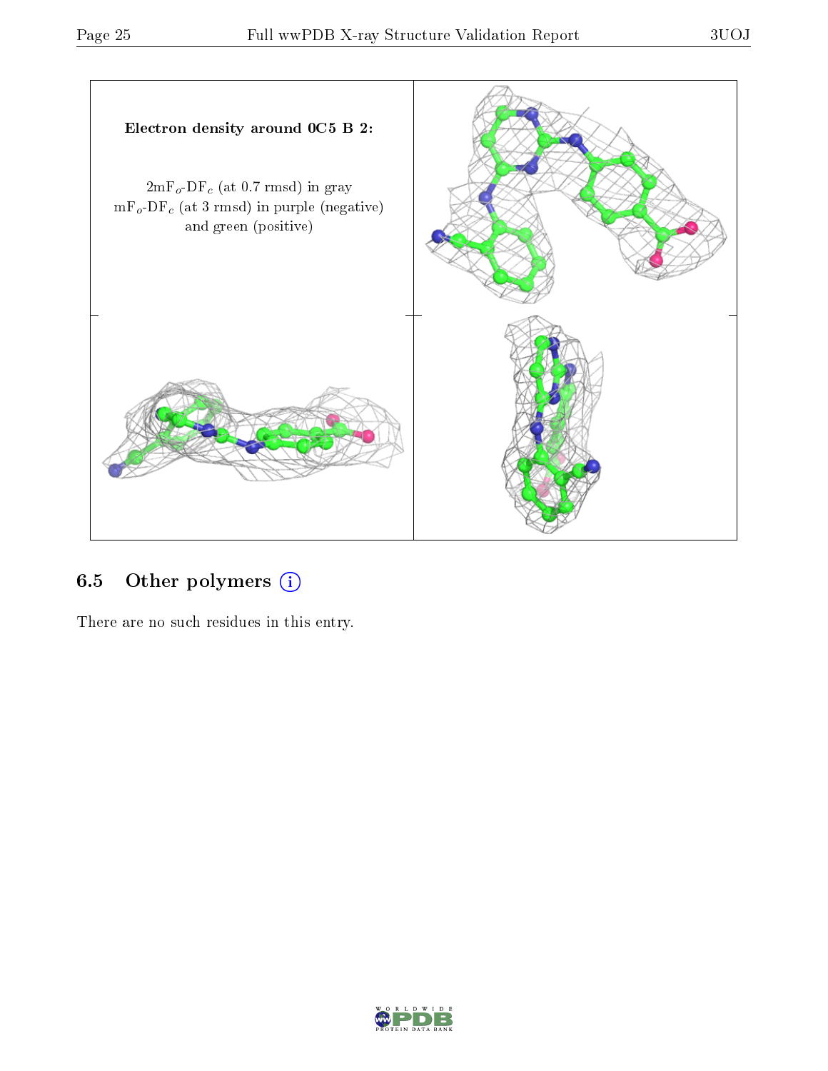**Electron density around 0C5 B 2:**

$2mF_o$-$DF_c$ (at 0.7 rmsd) in gray
$mF_o$-$DF_c$ (at 3 rmsd) in purple (negative)
and green (positive)

## 6.5 Other polymers

There are no such residues in this entry.